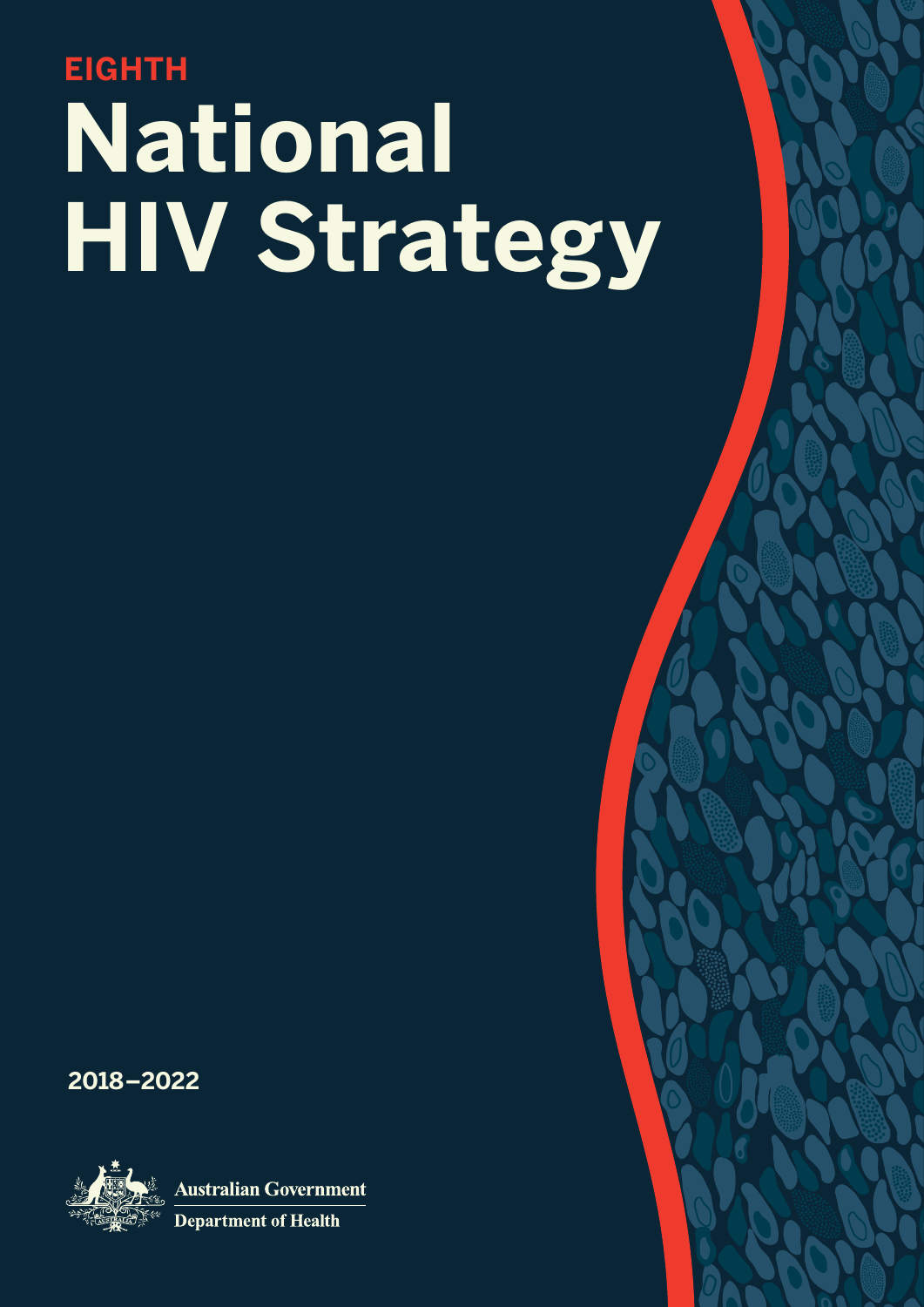EIGHTH

# National HIV Strategy

2018–2022

Australian Government

Department of Health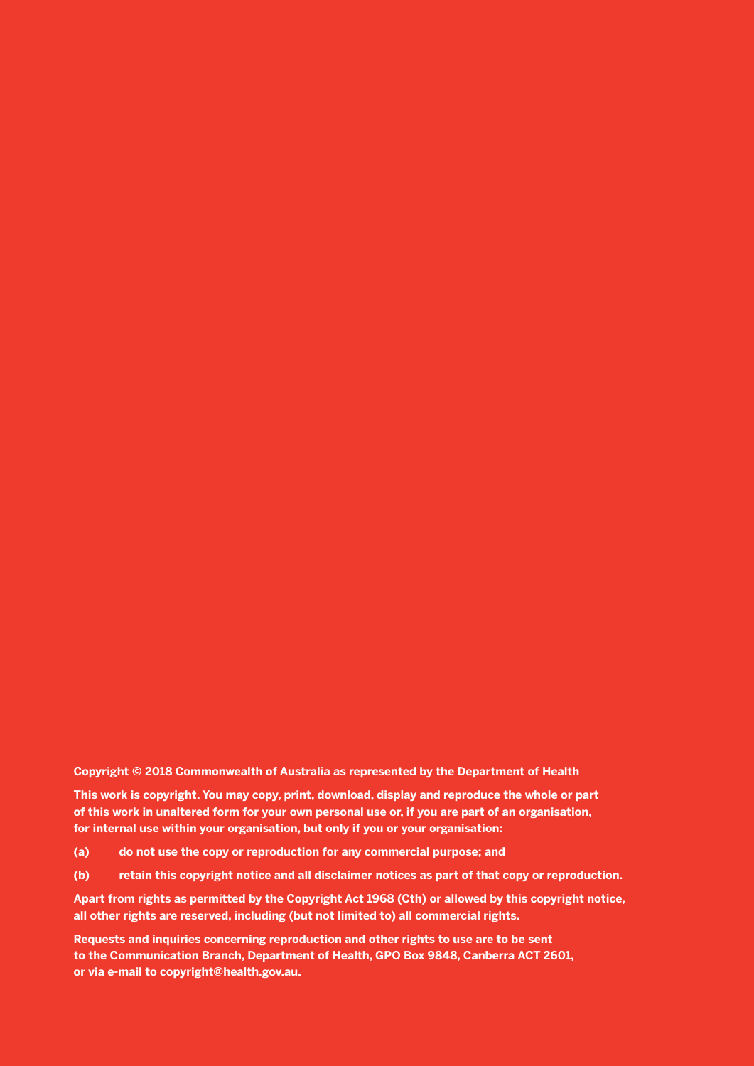**Copyright © 2018 Commonwealth of Australia as represented by the Department of Health**

**This work is copyright. You may copy, print, download, display and reproduce the whole or part of this work in unaltered form for your own personal use or, if you are part of an organisation, for internal use within your organisation, but only if you or your organisation:**

**(a) do not use the copy or reproduction for any commercial purpose; and**

**(b) retain this copyright notice and all disclaimer notices as part of that copy or reproduction.**

**Apart from rights as permitted by the Copyright Act 1968 (Cth) or allowed by this copyright notice, all other rights are reserved, including (but not limited to) all commercial rights.**

**Requests and inquiries concerning reproduction and other rights to use are to be sent to the Communication Branch, Department of Health, GPO Box 9848, Canberra ACT 2601, or via e-mail to copyright@health.gov.au.**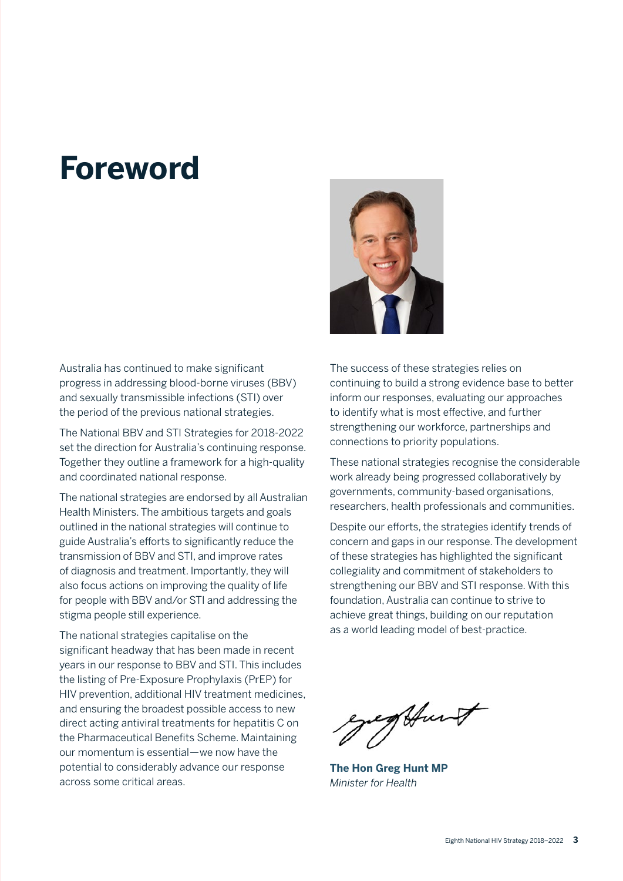# Foreword

Australia has continued to make significant progress in addressing blood-borne viruses (BBV) and sexually transmissible infections (STI) over the period of the previous national strategies.

The National BBV and STI Strategies for 2018-2022 set the direction for Australia's continuing response. Together they outline a framework for a high-quality and coordinated national response.

The national strategies are endorsed by all Australian Health Ministers. The ambitious targets and goals outlined in the national strategies will continue to guide Australia's efforts to significantly reduce the transmission of BBV and STI, and improve rates of diagnosis and treatment. Importantly, they will also focus actions on improving the quality of life for people with BBV and/or STI and addressing the stigma people still experience.

The national strategies capitalise on the significant headway that has been made in recent years in our response to BBV and STI. This includes the listing of Pre-Exposure Prophylaxis (PrEP) for HIV prevention, additional HIV treatment medicines, and ensuring the broadest possible access to new direct acting antiviral treatments for hepatitis C on the Pharmaceutical Benefits Scheme. Maintaining our momentum is essential—we now have the potential to considerably advance our response across some critical areas.

The success of these strategies relies on continuing to build a strong evidence base to better inform our responses, evaluating our approaches to identify what is most effective, and further strengthening our workforce, partnerships and connections to priority populations.

These national strategies recognise the considerable work already being progressed collaboratively by governments, community-based organisations, researchers, health professionals and communities.

Despite our efforts, the strategies identify trends of concern and gaps in our response. The development of these strategies has highlighted the significant collegiality and commitment of stakeholders to strengthening our BBV and STI response. With this foundation, Australia can continue to strive to achieve great things, building on our reputation as a world leading model of best-practice.

**The Hon Greg Hunt MP**
*Minister for Health*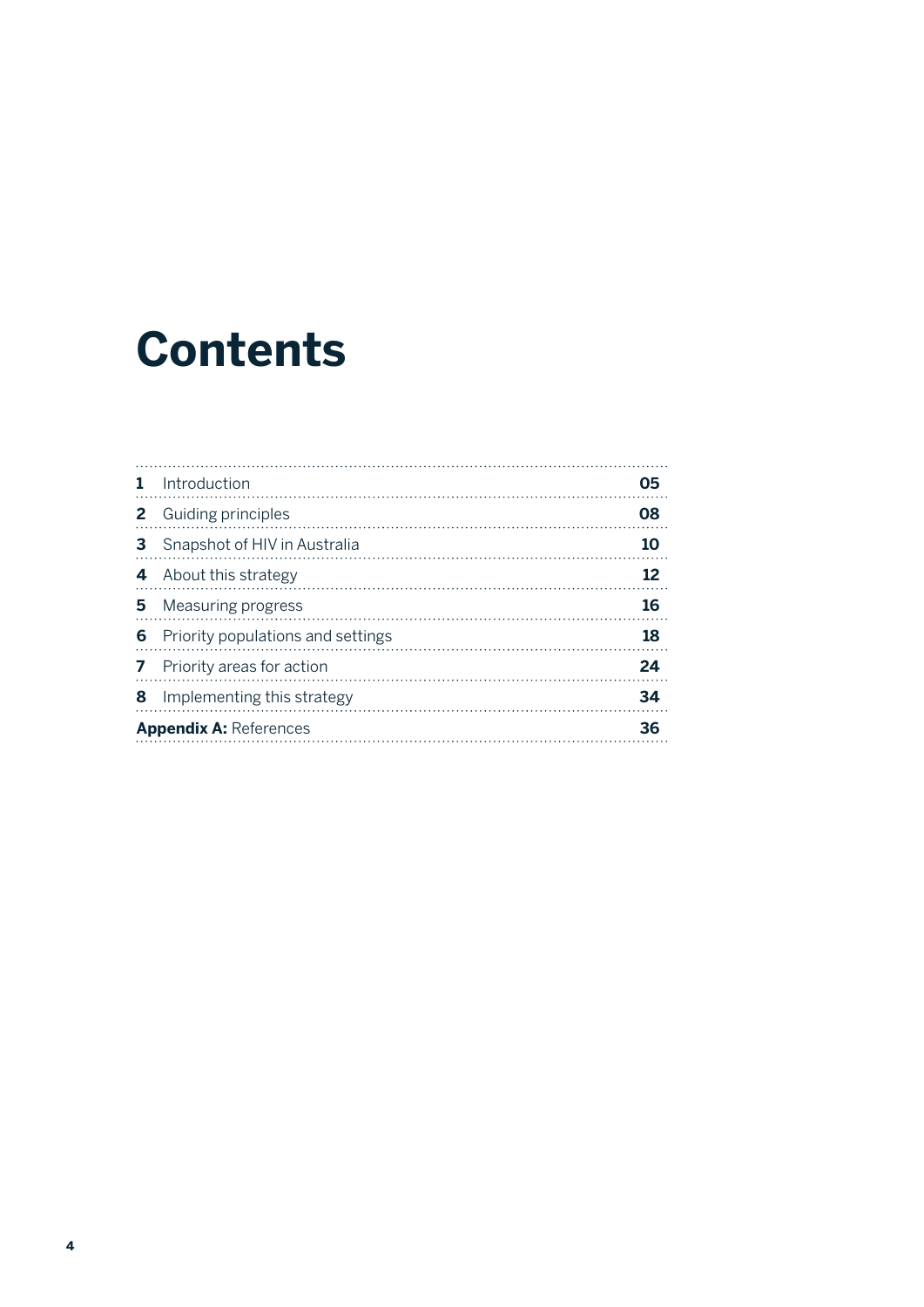# Contents

| | | |
|---|---|---|
| **1** | Introduction | **05** |
| **2** | Guiding principles | **08** |
| **3** | Snapshot of HIV in Australia | **10** |
| **4** | About this strategy | **12** |
| **5** | Measuring progress | **16** |
| **6** | Priority populations and settings | **18** |
| **7** | Priority areas for action | **24** |
| **8** | Implementing this strategy | **34** |
| **Appendix A:** | References | **36** |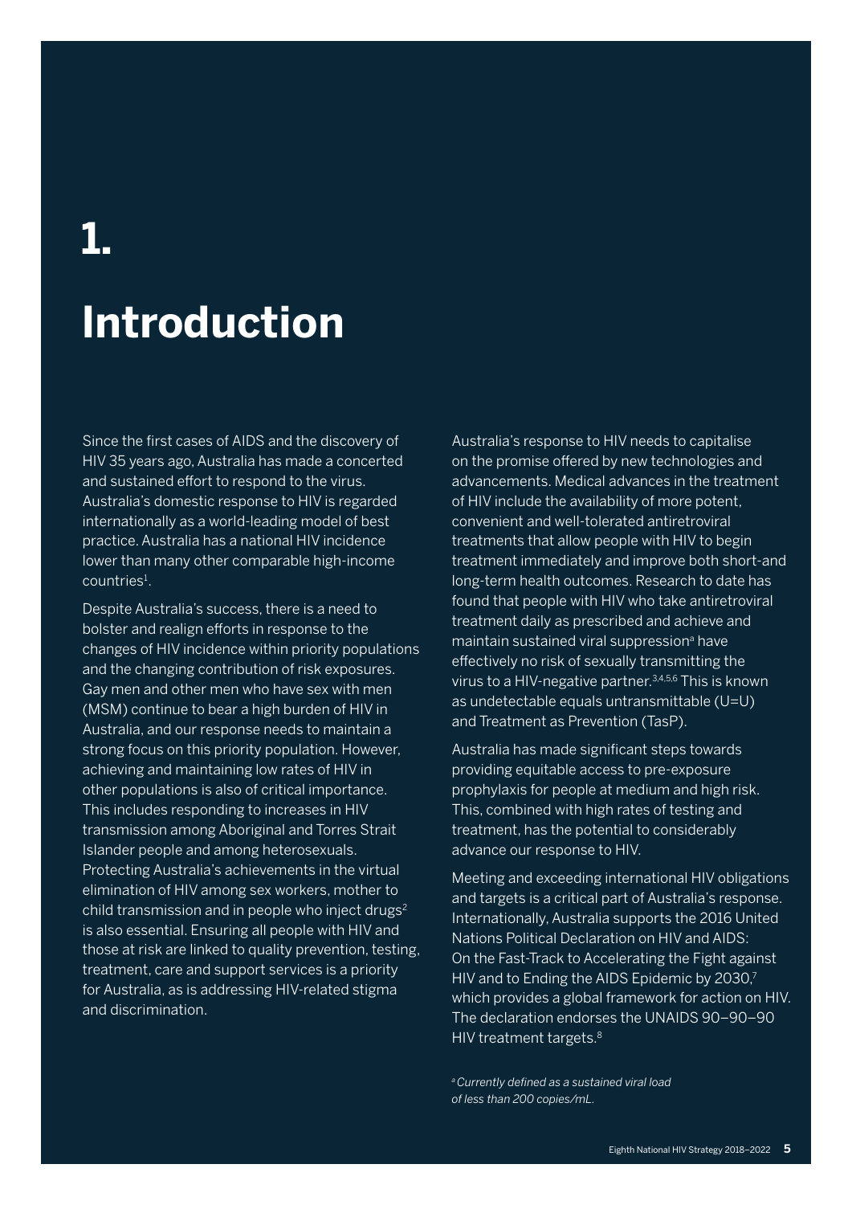# 1.

# Introduction

Since the first cases of AIDS and the discovery of HIV 35 years ago, Australia has made a concerted and sustained effort to respond to the virus. Australia's domestic response to HIV is regarded internationally as a world-leading model of best practice. Australia has a national HIV incidence lower than many other comparable high-income countries[1].

Despite Australia's success, there is a need to bolster and realign efforts in response to the changes of HIV incidence within priority populations and the changing contribution of risk exposures. Gay men and other men who have sex with men (MSM) continue to bear a high burden of HIV in Australia, and our response needs to maintain a strong focus on this priority population. However, achieving and maintaining low rates of HIV in other populations is also of critical importance. This includes responding to increases in HIV transmission among Aboriginal and Torres Strait Islander people and among heterosexuals. Protecting Australia's achievements in the virtual elimination of HIV among sex workers, mother to child transmission and in people who inject drugs[2] is also essential. Ensuring all people with HIV and those at risk are linked to quality prevention, testing, treatment, care and support services is a priority for Australia, as is addressing HIV-related stigma and discrimination.

Australia's response to HIV needs to capitalise on the promise offered by new technologies and advancements. Medical advances in the treatment of HIV include the availability of more potent, convenient and well-tolerated antiretroviral treatments that allow people with HIV to begin treatment immediately and improve both short-and long-term health outcomes. Research to date has found that people with HIV who take antiretroviral treatment daily as prescribed and achieve and maintain sustained viral suppression[a] have effectively no risk of sexually transmitting the virus to a HIV-negative partner.[3,4,5,6] This is known as undetectable equals untransmittable (U=U) and Treatment as Prevention (TasP).

Australia has made significant steps towards providing equitable access to pre-exposure prophylaxis for people at medium and high risk. This, combined with high rates of testing and treatment, has the potential to considerably advance our response to HIV.

Meeting and exceeding international HIV obligations and targets is a critical part of Australia's response. Internationally, Australia supports the 2016 United Nations Political Declaration on HIV and AIDS: On the Fast-Track to Accelerating the Fight against HIV and to Ending the AIDS Epidemic by 2030,[7] which provides a global framework for action on HIV. The declaration endorses the UNAIDS 90–90–90 HIV treatment targets.[8]

*[a] Currently defined as a sustained viral load of less than 200 copies/mL.*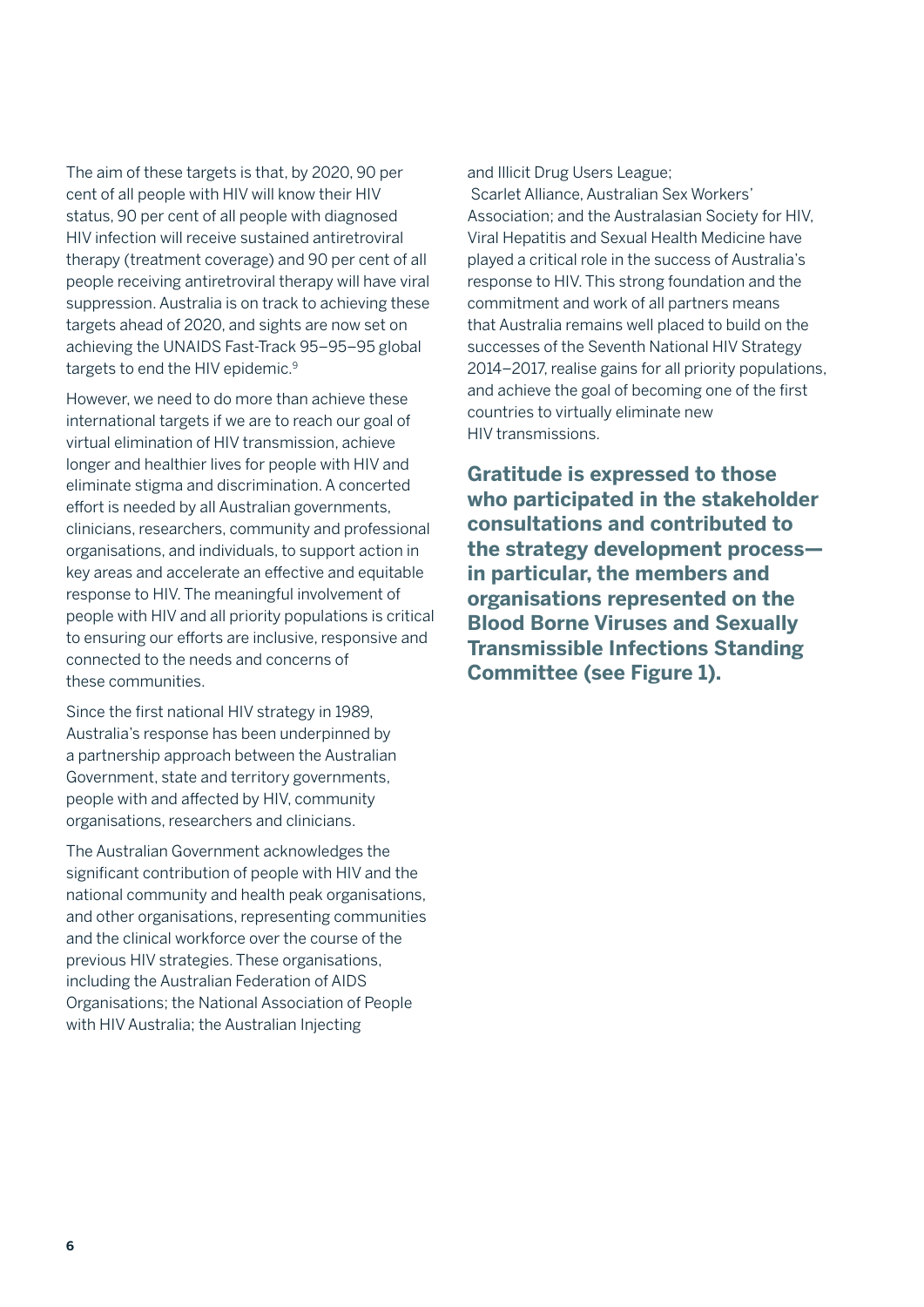The aim of these targets is that, by 2020, 90 per cent of all people with HIV will know their HIV status, 90 per cent of all people with diagnosed HIV infection will receive sustained antiretroviral therapy (treatment coverage) and 90 per cent of all people receiving antiretroviral therapy will have viral suppression. Australia is on track to achieving these targets ahead of 2020, and sights are now set on achieving the UNAIDS Fast-Track 95–95–95 global targets to end the HIV epidemic.[9]

However, we need to do more than achieve these international targets if we are to reach our goal of virtual elimination of HIV transmission, achieve longer and healthier lives for people with HIV and eliminate stigma and discrimination. A concerted effort is needed by all Australian governments, clinicians, researchers, community and professional organisations, and individuals, to support action in key areas and accelerate an effective and equitable response to HIV. The meaningful involvement of people with HIV and all priority populations is critical to ensuring our efforts are inclusive, responsive and connected to the needs and concerns of these communities.

Since the first national HIV strategy in 1989, Australia's response has been underpinned by a partnership approach between the Australian Government, state and territory governments, people with and affected by HIV, community organisations, researchers and clinicians.

The Australian Government acknowledges the significant contribution of people with HIV and the national community and health peak organisations, and other organisations, representing communities and the clinical workforce over the course of the previous HIV strategies. These organisations, including the Australian Federation of AIDS Organisations; the National Association of People with HIV Australia; the Australian Injecting and Illicit Drug Users League; Scarlet Alliance, Australian Sex Workers' Association; and the Australasian Society for HIV, Viral Hepatitis and Sexual Health Medicine have played a critical role in the success of Australia's response to HIV. This strong foundation and the commitment and work of all partners means that Australia remains well placed to build on the successes of the Seventh National HIV Strategy 2014–2017, realise gains for all priority populations, and achieve the goal of becoming one of the first countries to virtually eliminate new HIV transmissions.

**Gratitude is expressed to those who participated in the stakeholder consultations and contributed to the strategy development process—in particular, the members and organisations represented on the Blood Borne Viruses and Sexually Transmissible Infections Standing Committee (see Figure 1).**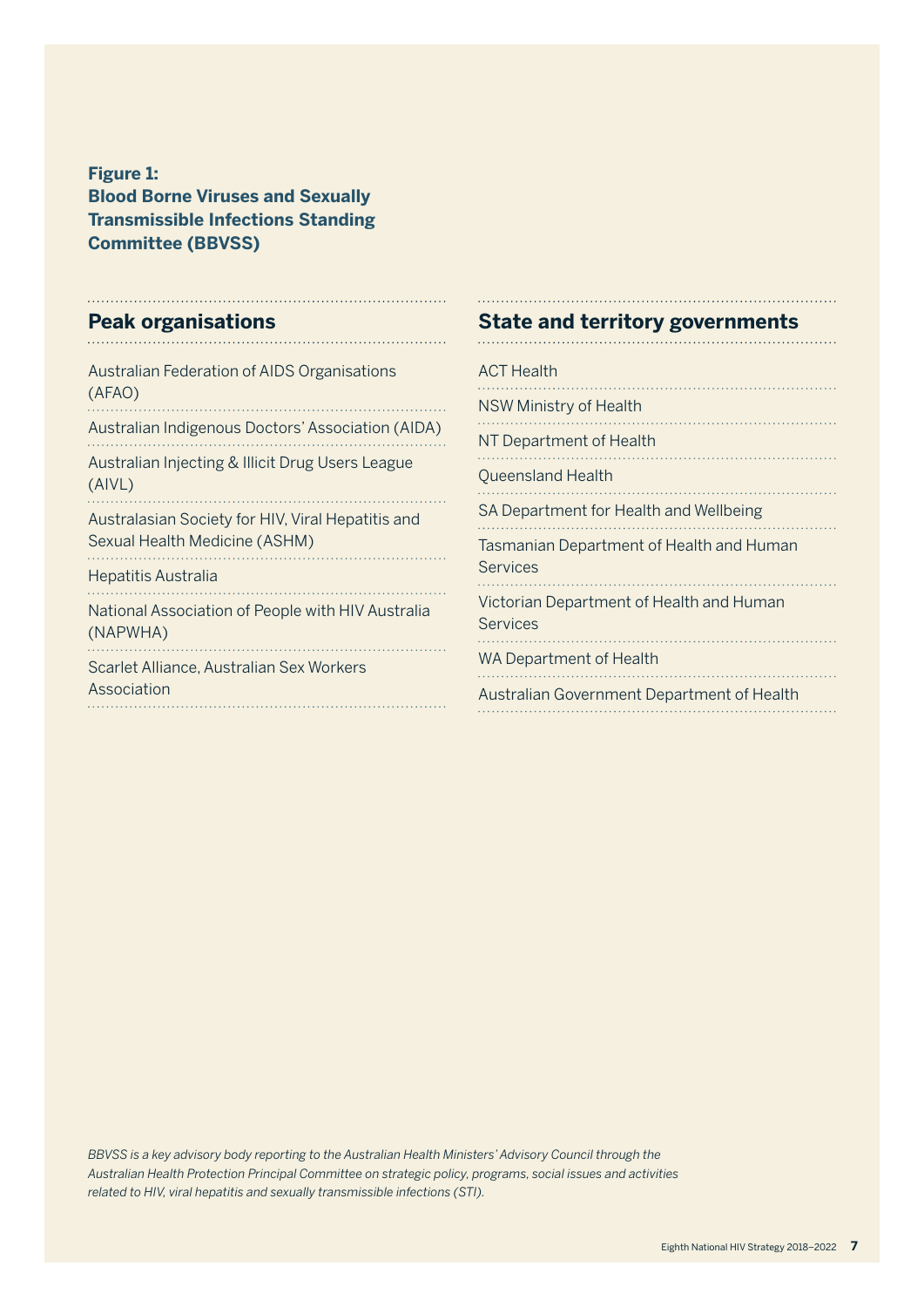**Figure 1:**
**Blood Borne Viruses and Sexually Transmissible Infections Standing Committee (BBVSS)**

## Peak organisations

- Australian Federation of AIDS Organisations (AFAO)
- Australian Indigenous Doctors' Association (AIDA)
- Australian Injecting & Illicit Drug Users League (AIVL)
- Australasian Society for HIV, Viral Hepatitis and Sexual Health Medicine (ASHM)
- Hepatitis Australia
- National Association of People with HIV Australia (NAPWHA)
- Scarlet Alliance, Australian Sex Workers Association

## State and territory governments

- ACT Health
- NSW Ministry of Health
- NT Department of Health
- Queensland Health
- SA Department for Health and Wellbeing
- Tasmanian Department of Health and Human Services
- Victorian Department of Health and Human Services
- WA Department of Health
- Australian Government Department of Health

*BBVSS is a key advisory body reporting to the Australian Health Ministers' Advisory Council through the Australian Health Protection Principal Committee on strategic policy, programs, social issues and activities related to HIV, viral hepatitis and sexually transmissible infections (STI).*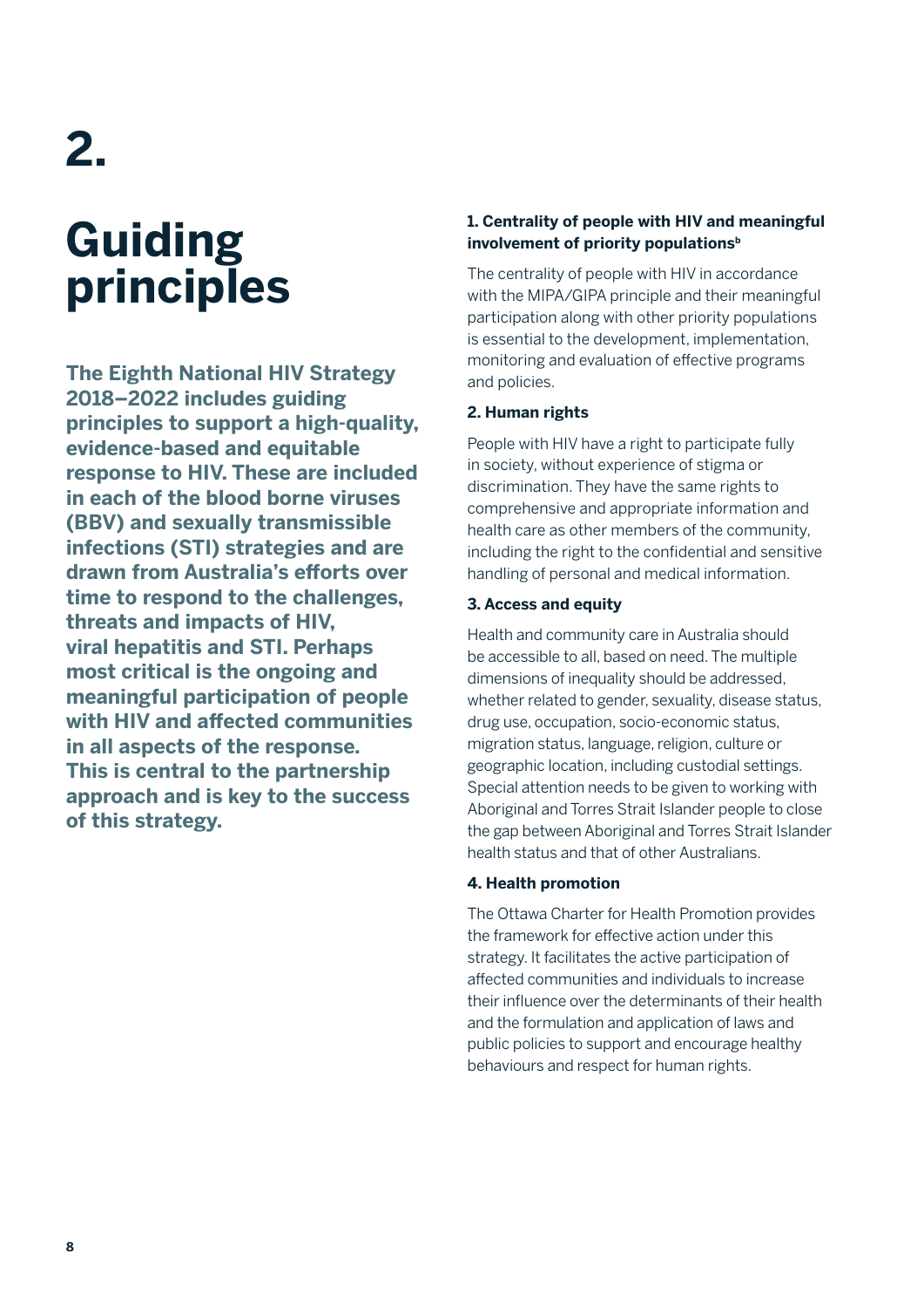# 2.

# Guiding principles

**The Eighth National HIV Strategy 2018–2022 includes guiding principles to support a high-quality, evidence-based and equitable response to HIV. These are included in each of the blood borne viruses (BBV) and sexually transmissible infections (STI) strategies and are drawn from Australia's efforts over time to respond to the challenges, threats and impacts of HIV, viral hepatitis and STI. Perhaps most critical is the ongoing and meaningful participation of people with HIV and affected communities in all aspects of the response. This is central to the partnership approach and is key to the success of this strategy.**

#### 1. Centrality of people with HIV and meaningful involvement of priority populations[b]

The centrality of people with HIV in accordance with the MIPA/GIPA principle and their meaningful participation along with other priority populations is essential to the development, implementation, monitoring and evaluation of effective programs and policies.

#### 2. Human rights

People with HIV have a right to participate fully in society, without experience of stigma or discrimination. They have the same rights to comprehensive and appropriate information and health care as other members of the community, including the right to the confidential and sensitive handling of personal and medical information.

#### 3. Access and equity

Health and community care in Australia should be accessible to all, based on need. The multiple dimensions of inequality should be addressed, whether related to gender, sexuality, disease status, drug use, occupation, socio-economic status, migration status, language, religion, culture or geographic location, including custodial settings. Special attention needs to be given to working with Aboriginal and Torres Strait Islander people to close the gap between Aboriginal and Torres Strait Islander health status and that of other Australians.

#### 4. Health promotion

The Ottawa Charter for Health Promotion provides the framework for effective action under this strategy. It facilitates the active participation of affected communities and individuals to increase their influence over the determinants of their health and the formulation and application of laws and public policies to support and encourage healthy behaviours and respect for human rights.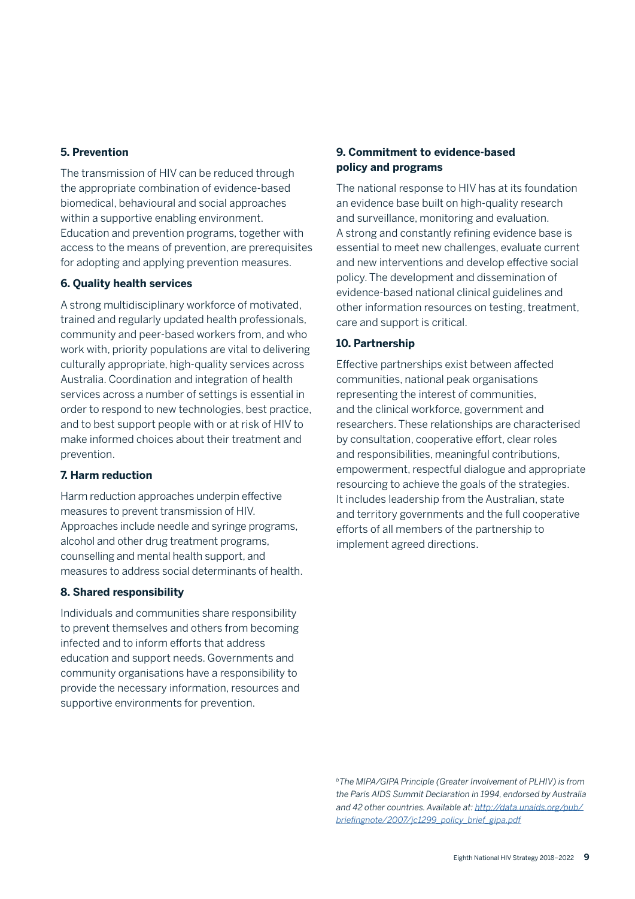**5. Prevention**

The transmission of HIV can be reduced through the appropriate combination of evidence-based biomedical, behavioural and social approaches within a supportive enabling environment. Education and prevention programs, together with access to the means of prevention, are prerequisites for adopting and applying prevention measures.

**6. Quality health services**

A strong multidisciplinary workforce of motivated, trained and regularly updated health professionals, community and peer-based workers from, and who work with, priority populations are vital to delivering culturally appropriate, high-quality services across Australia. Coordination and integration of health services across a number of settings is essential in order to respond to new technologies, best practice, and to best support people with or at risk of HIV to make informed choices about their treatment and prevention.

**7. Harm reduction**

Harm reduction approaches underpin effective measures to prevent transmission of HIV. Approaches include needle and syringe programs, alcohol and other drug treatment programs, counselling and mental health support, and measures to address social determinants of health.

**8. Shared responsibility**

Individuals and communities share responsibility to prevent themselves and others from becoming infected and to inform efforts that address education and support needs. Governments and community organisations have a responsibility to provide the necessary information, resources and supportive environments for prevention.

**9. Commitment to evidence-based policy and programs**

The national response to HIV has at its foundation an evidence base built on high-quality research and surveillance, monitoring and evaluation. A strong and constantly refining evidence base is essential to meet new challenges, evaluate current and new interventions and develop effective social policy. The development and dissemination of evidence-based national clinical guidelines and other information resources on testing, treatment, care and support is critical.

**10. Partnership**

Effective partnerships exist between affected communities, national peak organisations representing the interest of communities, and the clinical workforce, government and researchers. These relationships are characterised by consultation, cooperative effort, clear roles and responsibilities, meaningful contributions, empowerment, respectful dialogue and appropriate resourcing to achieve the goals of the strategies. It includes leadership from the Australian, state and territory governments and the full cooperative efforts of all members of the partnership to implement agreed directions.

*[b] The MIPA/GIPA Principle (Greater Involvement of PLHIV) is from the Paris AIDS Summit Declaration in 1994, endorsed by Australia and 42 other countries. Available at: http://data.unaids.org/pub/briefingnote/2007/jc1299_policy_brief_gipa.pdf*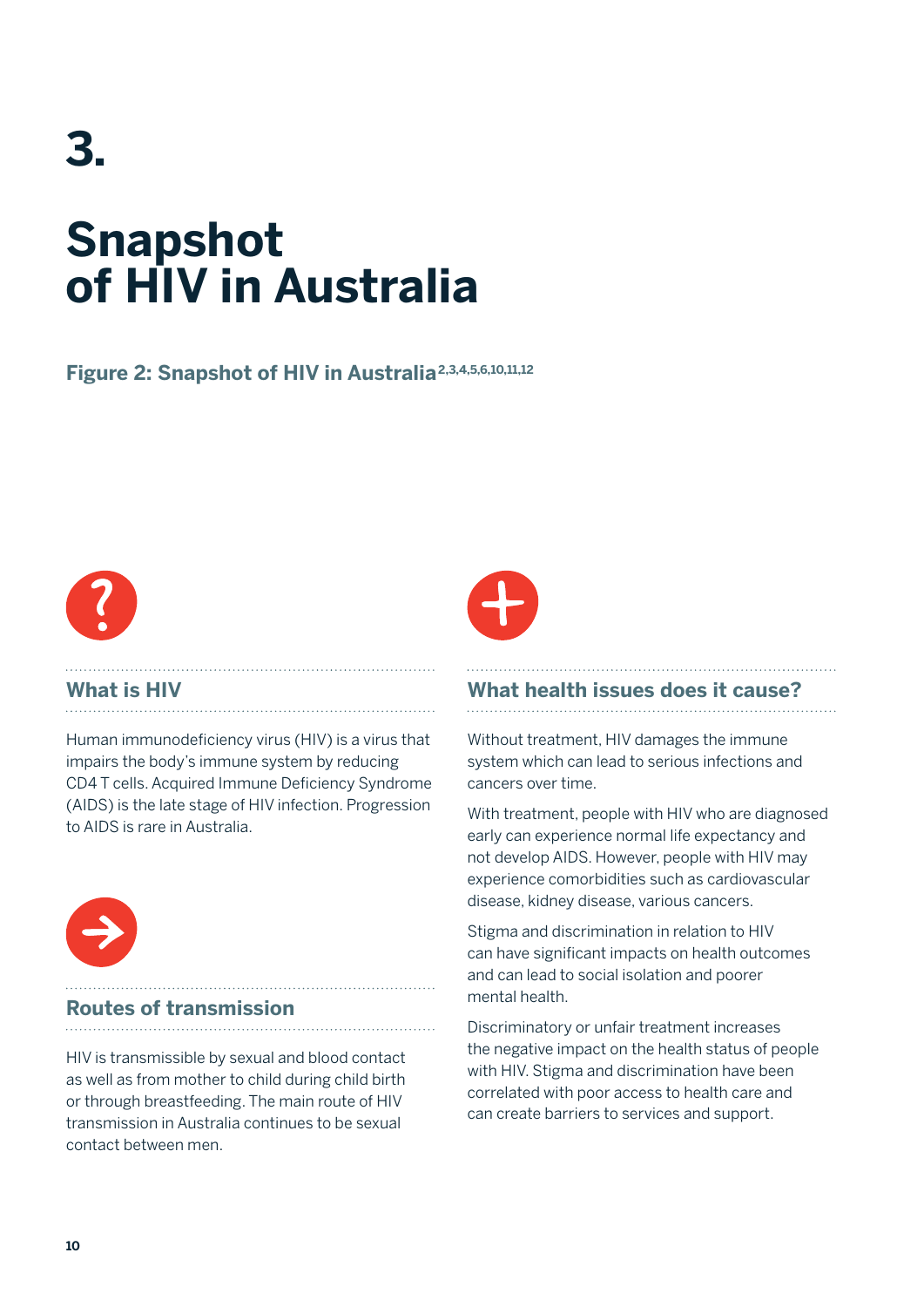# 3.

# Snapshot of HIV in Australia

**Figure 2: Snapshot of HIV in Australia[2,3,4,5,6,10,11,12]**

### What is HIV

Human immunodeficiency virus (HIV) is a virus that impairs the body's immune system by reducing CD4 T cells. Acquired Immune Deficiency Syndrome (AIDS) is the late stage of HIV infection. Progression to AIDS is rare in Australia.

### Routes of transmission

HIV is transmissible by sexual and blood contact as well as from mother to child during child birth or through breastfeeding. The main route of HIV transmission in Australia continues to be sexual contact between men.

### What health issues does it cause?

Without treatment, HIV damages the immune system which can lead to serious infections and cancers over time.

With treatment, people with HIV who are diagnosed early can experience normal life expectancy and not develop AIDS. However, people with HIV may experience comorbidities such as cardiovascular disease, kidney disease, various cancers.

Stigma and discrimination in relation to HIV can have significant impacts on health outcomes and can lead to social isolation and poorer mental health.

Discriminatory or unfair treatment increases the negative impact on the health status of people with HIV. Stigma and discrimination have been correlated with poor access to health care and can create barriers to services and support.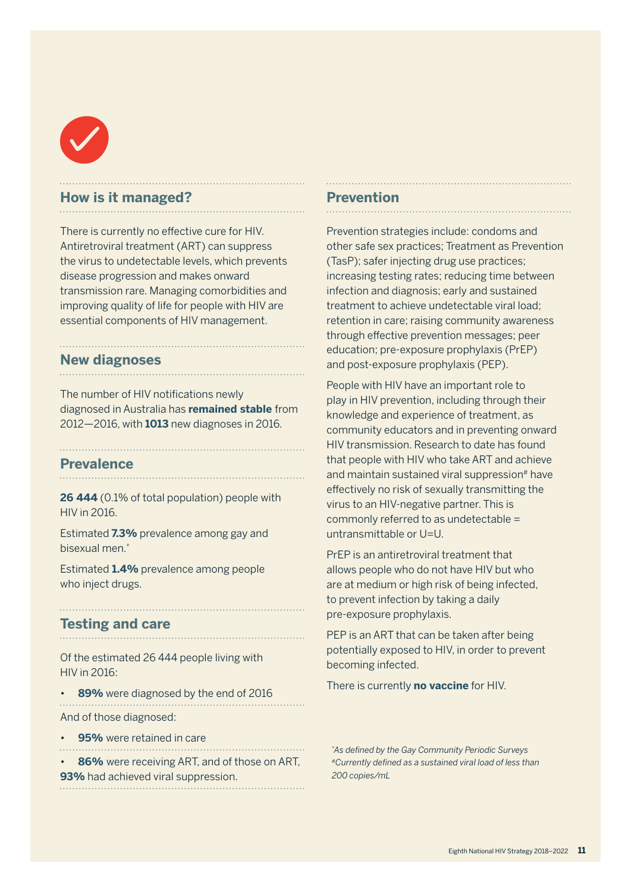## How is it managed?

There is currently no effective cure for HIV. Antiretroviral treatment (ART) can suppress the virus to undetectable levels, which prevents disease progression and makes onward transmission rare. Managing comorbidities and improving quality of life for people with HIV are essential components of HIV management.

## New diagnoses

The number of HIV notifications newly diagnosed in Australia has **remained stable** from 2012—2016, with **1013** new diagnoses in 2016.

## Prevalence

**26 444** (0.1% of total population) people with HIV in 2016.

Estimated **7.3%** prevalence among gay and bisexual men.*

Estimated **1.4%** prevalence among people who inject drugs.

## Testing and care

Of the estimated 26 444 people living with HIV in 2016:

- **89%** were diagnosed by the end of 2016

And of those diagnosed:

- **95%** were retained in care
- **86%** were receiving ART, and of those on ART, **93%** had achieved viral suppression.

## Prevention

Prevention strategies include: condoms and other safe sex practices; Treatment as Prevention (TasP); safer injecting drug use practices; increasing testing rates; reducing time between infection and diagnosis; early and sustained treatment to achieve undetectable viral load; retention in care; raising community awareness through effective prevention messages; peer education; pre-exposure prophylaxis (PrEP) and post-exposure prophylaxis (PEP).

People with HIV have an important role to play in HIV prevention, including through their knowledge and experience of treatment, as community educators and in preventing onward HIV transmission. Research to date has found that people with HIV who take ART and achieve and maintain sustained viral suppression# have effectively no risk of sexually transmitting the virus to an HIV-negative partner. This is commonly referred to as undetectable = untransmittable or U=U.

PrEP is an antiretroviral treatment that allows people who do not have HIV but who are at medium or high risk of being infected, to prevent infection by taking a daily pre-exposure prophylaxis.

PEP is an ART that can be taken after being potentially exposed to HIV, in order to prevent becoming infected.

There is currently **no vaccine** for HIV.

*\*As defined by the Gay Community Periodic Surveys*
*#Currently defined as a sustained viral load of less than 200 copies/mL*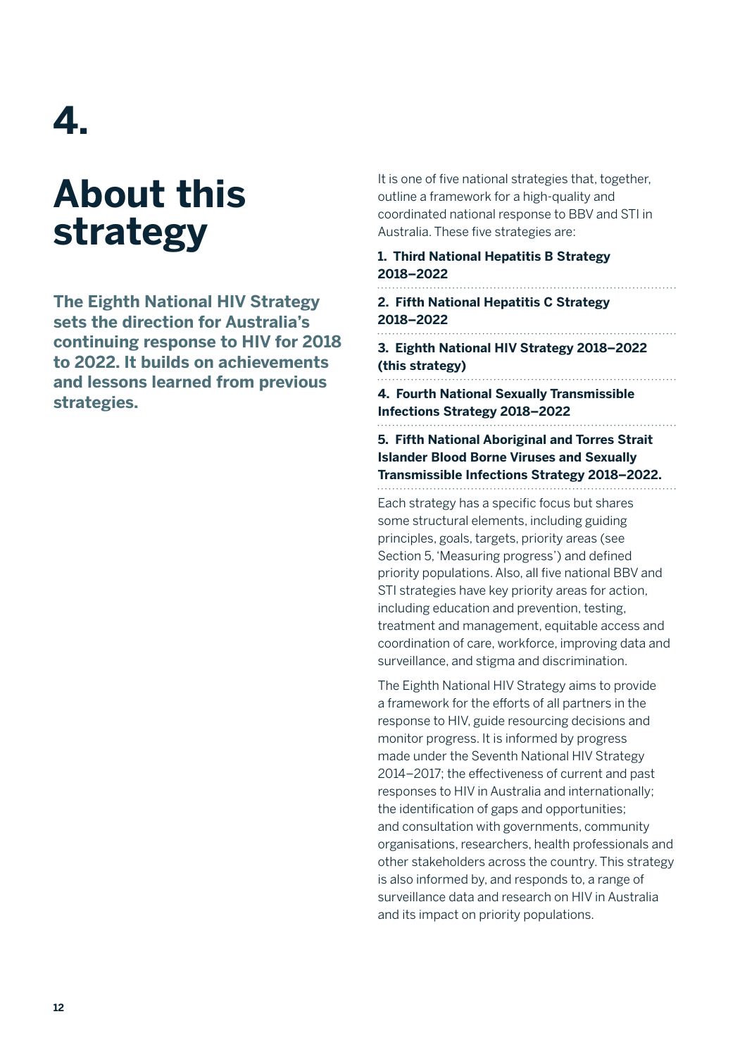# 4.

# About this strategy

**The Eighth National HIV Strategy sets the direction for Australia's continuing response to HIV for 2018 to 2022. It builds on achievements and lessons learned from previous strategies.**

It is one of five national strategies that, together, outline a framework for a high-quality and coordinated national response to BBV and STI in Australia. These five strategies are:

1. **Third National Hepatitis B Strategy 2018–2022**
2. **Fifth National Hepatitis C Strategy 2018–2022**
3. **Eighth National HIV Strategy 2018–2022 (this strategy)**
4. **Fourth National Sexually Transmissible Infections Strategy 2018–2022**
5. **Fifth National Aboriginal and Torres Strait Islander Blood Borne Viruses and Sexually Transmissible Infections Strategy 2018–2022.**

Each strategy has a specific focus but shares some structural elements, including guiding principles, goals, targets, priority areas (see Section 5, 'Measuring progress') and defined priority populations. Also, all five national BBV and STI strategies have key priority areas for action, including education and prevention, testing, treatment and management, equitable access and coordination of care, workforce, improving data and surveillance, and stigma and discrimination.

The Eighth National HIV Strategy aims to provide a framework for the efforts of all partners in the response to HIV, guide resourcing decisions and monitor progress. It is informed by progress made under the Seventh National HIV Strategy 2014–2017; the effectiveness of current and past responses to HIV in Australia and internationally; the identification of gaps and opportunities; and consultation with governments, community organisations, researchers, health professionals and other stakeholders across the country. This strategy is also informed by, and responds to, a range of surveillance data and research on HIV in Australia and its impact on priority populations.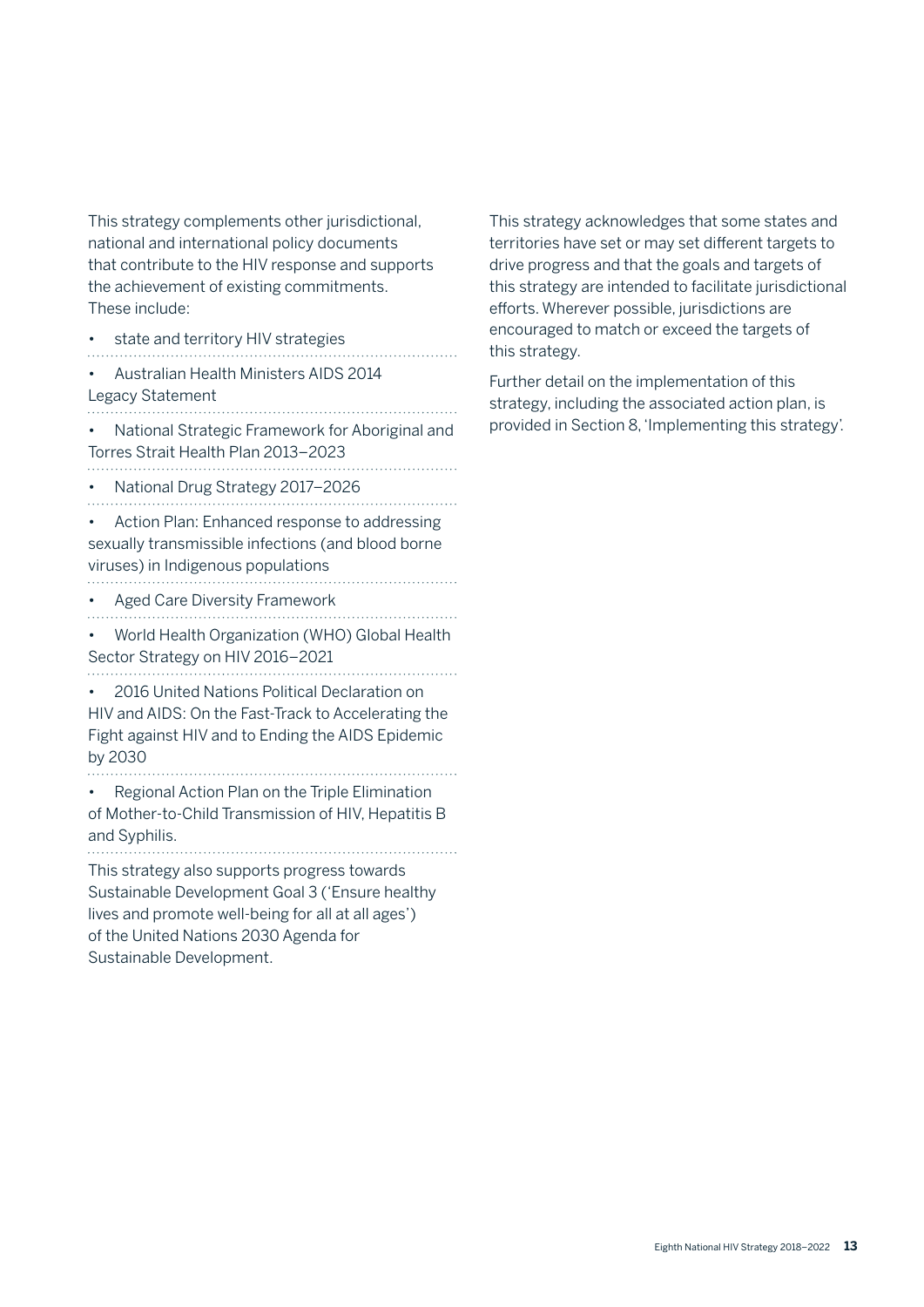This strategy complements other jurisdictional, national and international policy documents that contribute to the HIV response and supports the achievement of existing commitments. These include:

- state and territory HIV strategies
- Australian Health Ministers AIDS 2014 Legacy Statement
- National Strategic Framework for Aboriginal and Torres Strait Health Plan 2013–2023
- National Drug Strategy 2017–2026
- Action Plan: Enhanced response to addressing sexually transmissible infections (and blood borne viruses) in Indigenous populations
- Aged Care Diversity Framework
- World Health Organization (WHO) Global Health Sector Strategy on HIV 2016–2021
- 2016 United Nations Political Declaration on HIV and AIDS: On the Fast-Track to Accelerating the Fight against HIV and to Ending the AIDS Epidemic by 2030
- Regional Action Plan on the Triple Elimination of Mother-to-Child Transmission of HIV, Hepatitis B and Syphilis.

This strategy also supports progress towards Sustainable Development Goal 3 ('Ensure healthy lives and promote well-being for all at all ages') of the United Nations 2030 Agenda for Sustainable Development.

This strategy acknowledges that some states and territories have set or may set different targets to drive progress and that the goals and targets of this strategy are intended to facilitate jurisdictional efforts. Wherever possible, jurisdictions are encouraged to match or exceed the targets of this strategy.

Further detail on the implementation of this strategy, including the associated action plan, is provided in Section 8, 'Implementing this strategy'.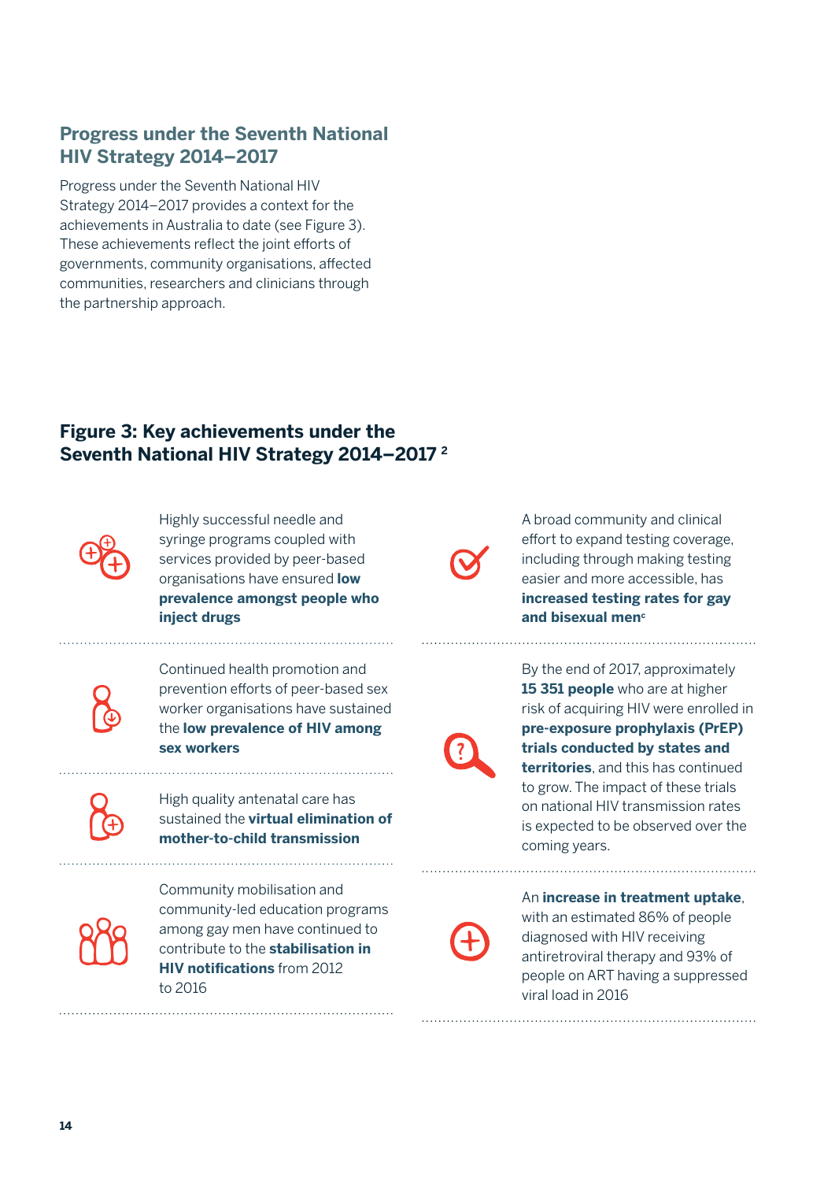## Progress under the Seventh National HIV Strategy 2014–2017

Progress under the Seventh National HIV Strategy 2014–2017 provides a context for the achievements in Australia to date (see Figure 3). These achievements reflect the joint efforts of governments, community organisations, affected communities, researchers and clinicians through the partnership approach.

### Figure 3: Key achievements under the Seventh National HIV Strategy 2014–2017 [2]

Highly successful needle and syringe programs coupled with services provided by peer-based organisations have ensured **low prevalence amongst people who inject drugs**

Continued health promotion and prevention efforts of peer-based sex worker organisations have sustained the **low prevalence of HIV among sex workers**

High quality antenatal care has sustained the **virtual elimination of mother-to-child transmission**

Community mobilisation and community-led education programs among gay men have continued to contribute to the **stabilisation in HIV notifications** from 2012 to 2016

A broad community and clinical effort to expand testing coverage, including through making testing easier and more accessible, has **increased testing rates for gay and bisexual men**[c]

By the end of 2017, approximately **15 351 people** who are at higher risk of acquiring HIV were enrolled in **pre-exposure prophylaxis (PrEP) trials conducted by states and territories**, and this has continued to grow. The impact of these trials on national HIV transmission rates is expected to be observed over the coming years.

An **increase in treatment uptake**, with an estimated 86% of people diagnosed with HIV receiving antiretroviral therapy and 93% of people on ART having a suppressed viral load in 2016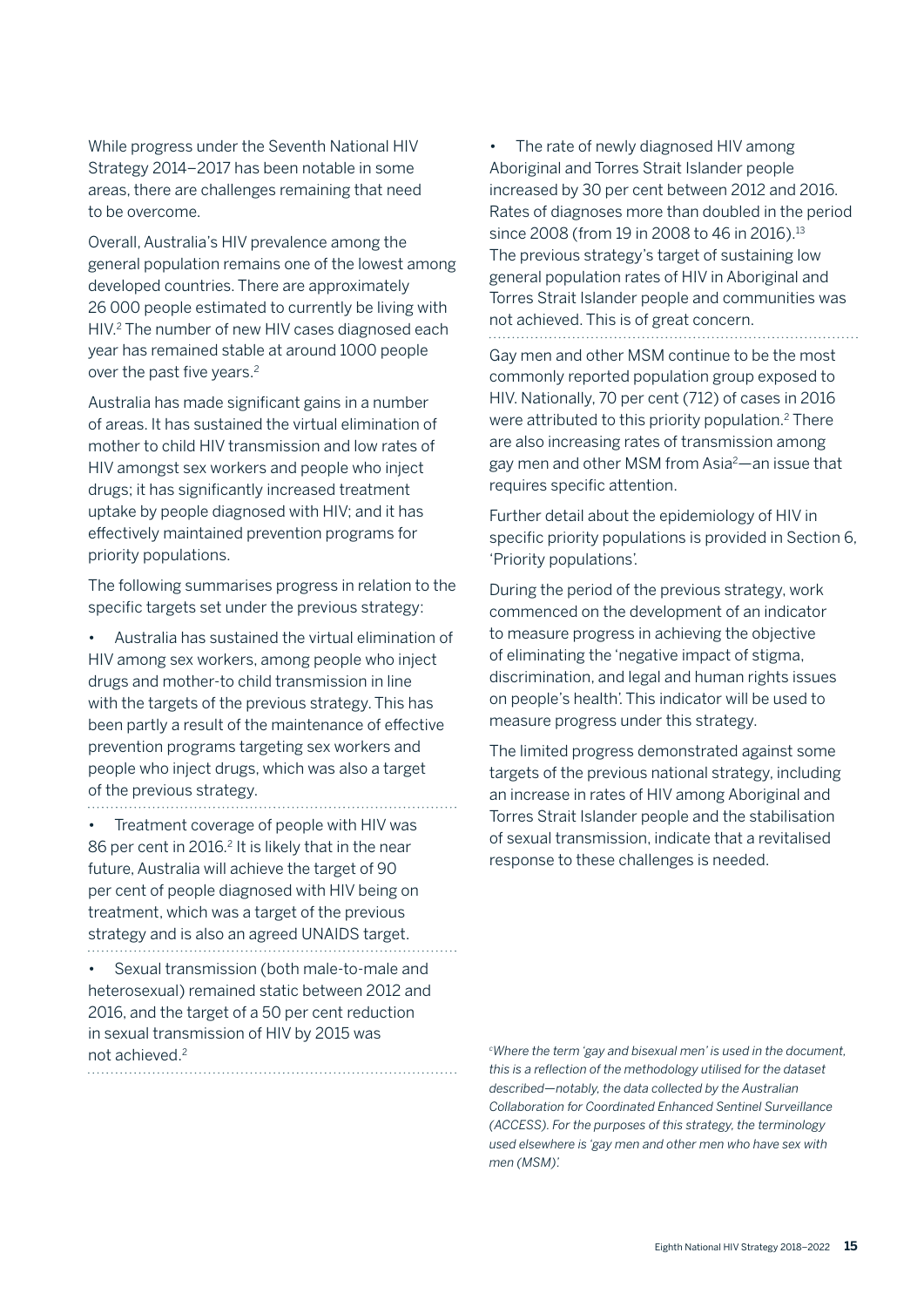While progress under the Seventh National HIV Strategy 2014–2017 has been notable in some areas, there are challenges remaining that need to be overcome.

Overall, Australia's HIV prevalence among the general population remains one of the lowest among developed countries. There are approximately 26 000 people estimated to currently be living with HIV.[2] The number of new HIV cases diagnosed each year has remained stable at around 1000 people over the past five years.[2]

Australia has made significant gains in a number of areas. It has sustained the virtual elimination of mother to child HIV transmission and low rates of HIV amongst sex workers and people who inject drugs; it has significantly increased treatment uptake by people diagnosed with HIV; and it has effectively maintained prevention programs for priority populations.

The following summarises progress in relation to the specific targets set under the previous strategy:

- Australia has sustained the virtual elimination of HIV among sex workers, among people who inject drugs and mother-to child transmission in line with the targets of the previous strategy. This has been partly a result of the maintenance of effective prevention programs targeting sex workers and people who inject drugs, which was also a target of the previous strategy.
- Treatment coverage of people with HIV was 86 per cent in 2016.[2] It is likely that in the near future, Australia will achieve the target of 90 per cent of people diagnosed with HIV being on treatment, which was a target of the previous strategy and is also an agreed UNAIDS target.
- Sexual transmission (both male-to-male and heterosexual) remained static between 2012 and 2016, and the target of a 50 per cent reduction in sexual transmission of HIV by 2015 was not achieved.[2]
- The rate of newly diagnosed HIV among Aboriginal and Torres Strait Islander people increased by 30 per cent between 2012 and 2016. Rates of diagnoses more than doubled in the period since 2008 (from 19 in 2008 to 46 in 2016).[13] The previous strategy's target of sustaining low general population rates of HIV in Aboriginal and Torres Strait Islander people and communities was not achieved. This is of great concern.

Gay men and other MSM continue to be the most commonly reported population group exposed to HIV. Nationally, 70 per cent (712) of cases in 2016 were attributed to this priority population.[2] There are also increasing rates of transmission among gay men and other MSM from Asia[2]—an issue that requires specific attention.

Further detail about the epidemiology of HIV in specific priority populations is provided in Section 6, 'Priority populations'.

During the period of the previous strategy, work commenced on the development of an indicator to measure progress in achieving the objective of eliminating the 'negative impact of stigma, discrimination, and legal and human rights issues on people's health'. This indicator will be used to measure progress under this strategy.

The limited progress demonstrated against some targets of the previous national strategy, including an increase in rates of HIV among Aboriginal and Torres Strait Islander people and the stabilisation of sexual transmission, indicate that a revitalised response to these challenges is needed.

*[c] Where the term 'gay and bisexual men' is used in the document, this is a reflection of the methodology utilised for the dataset described—notably, the data collected by the Australian Collaboration for Coordinated Enhanced Sentinel Surveillance (ACCESS). For the purposes of this strategy, the terminology used elsewhere is 'gay men and other men who have sex with men (MSM)'.*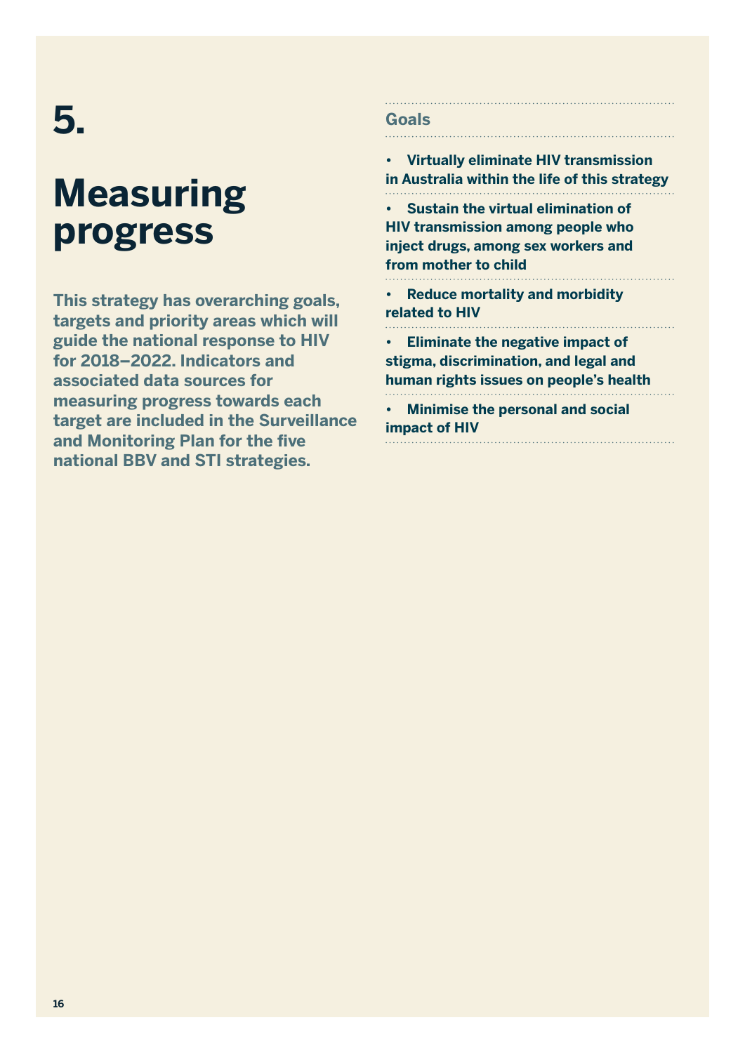# 5. Measuring progress

**This strategy has overarching goals, targets and priority areas which will guide the national response to HIV for 2018–2022. Indicators and associated data sources for measuring progress towards each target are included in the Surveillance and Monitoring Plan for the five national BBV and STI strategies.**

## Goals

- **Virtually eliminate HIV transmission in Australia within the life of this strategy**
- **Sustain the virtual elimination of HIV transmission among people who inject drugs, among sex workers and from mother to child**
- **Reduce mortality and morbidity related to HIV**
- **Eliminate the negative impact of stigma, discrimination, and legal and human rights issues on people's health**
- **Minimise the personal and social impact of HIV**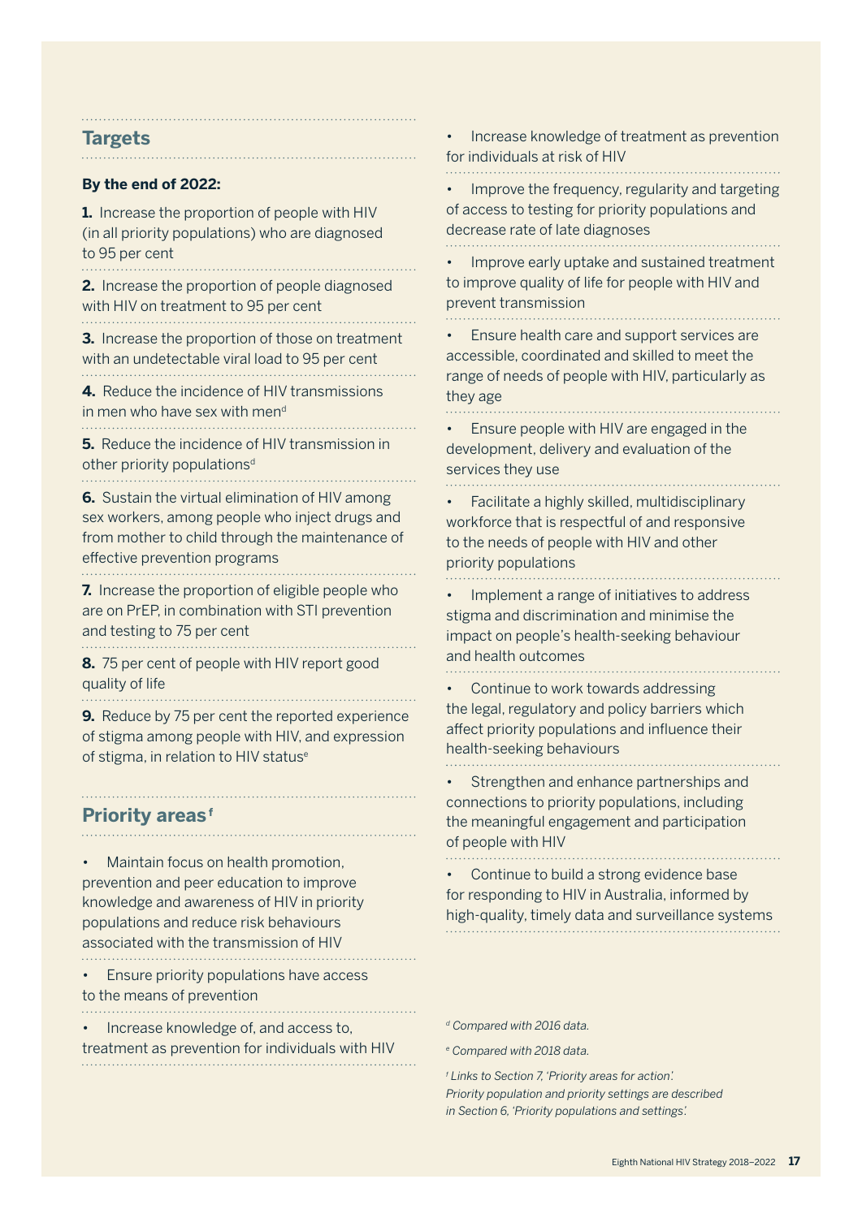## Targets

**By the end of 2022:**

1. Increase the proportion of people with HIV (in all priority populations) who are diagnosed to 95 per cent
2. Increase the proportion of people diagnosed with HIV on treatment to 95 per cent
3. Increase the proportion of those on treatment with an undetectable viral load to 95 per cent
4. Reduce the incidence of HIV transmissions in men who have sex with men[d]
5. Reduce the incidence of HIV transmission in other priority populations[d]
6. Sustain the virtual elimination of HIV among sex workers, among people who inject drugs and from mother to child through the maintenance of effective prevention programs
7. Increase the proportion of eligible people who are on PrEP, in combination with STI prevention and testing to 75 per cent
8. 75 per cent of people with HIV report good quality of life
9. Reduce by 75 per cent the reported experience of stigma among people with HIV, and expression of stigma, in relation to HIV status[e]

## Priority areas[f]

- Maintain focus on health promotion, prevention and peer education to improve knowledge and awareness of HIV in priority populations and reduce risk behaviours associated with the transmission of HIV
- Ensure priority populations have access to the means of prevention
- Increase knowledge of, and access to, treatment as prevention for individuals with HIV
- Increase knowledge of treatment as prevention for individuals at risk of HIV
- Improve the frequency, regularity and targeting of access to testing for priority populations and decrease rate of late diagnoses
- Improve early uptake and sustained treatment to improve quality of life for people with HIV and prevent transmission
- Ensure health care and support services are accessible, coordinated and skilled to meet the range of needs of people with HIV, particularly as they age
- Ensure people with HIV are engaged in the development, delivery and evaluation of the services they use
- Facilitate a highly skilled, multidisciplinary workforce that is respectful of and responsive to the needs of people with HIV and other priority populations
- Implement a range of initiatives to address stigma and discrimination and minimise the impact on people's health-seeking behaviour and health outcomes
- Continue to work towards addressing the legal, regulatory and policy barriers which affect priority populations and influence their health-seeking behaviours
- Strengthen and enhance partnerships and connections to priority populations, including the meaningful engagement and participation of people with HIV
- Continue to build a strong evidence base for responding to HIV in Australia, informed by high-quality, timely data and surveillance systems

*[d] Compared with 2016 data.*

*[e] Compared with 2018 data.*

*[f] Links to Section 7, 'Priority areas for action'. Priority population and priority settings are described in Section 6, 'Priority populations and settings'.*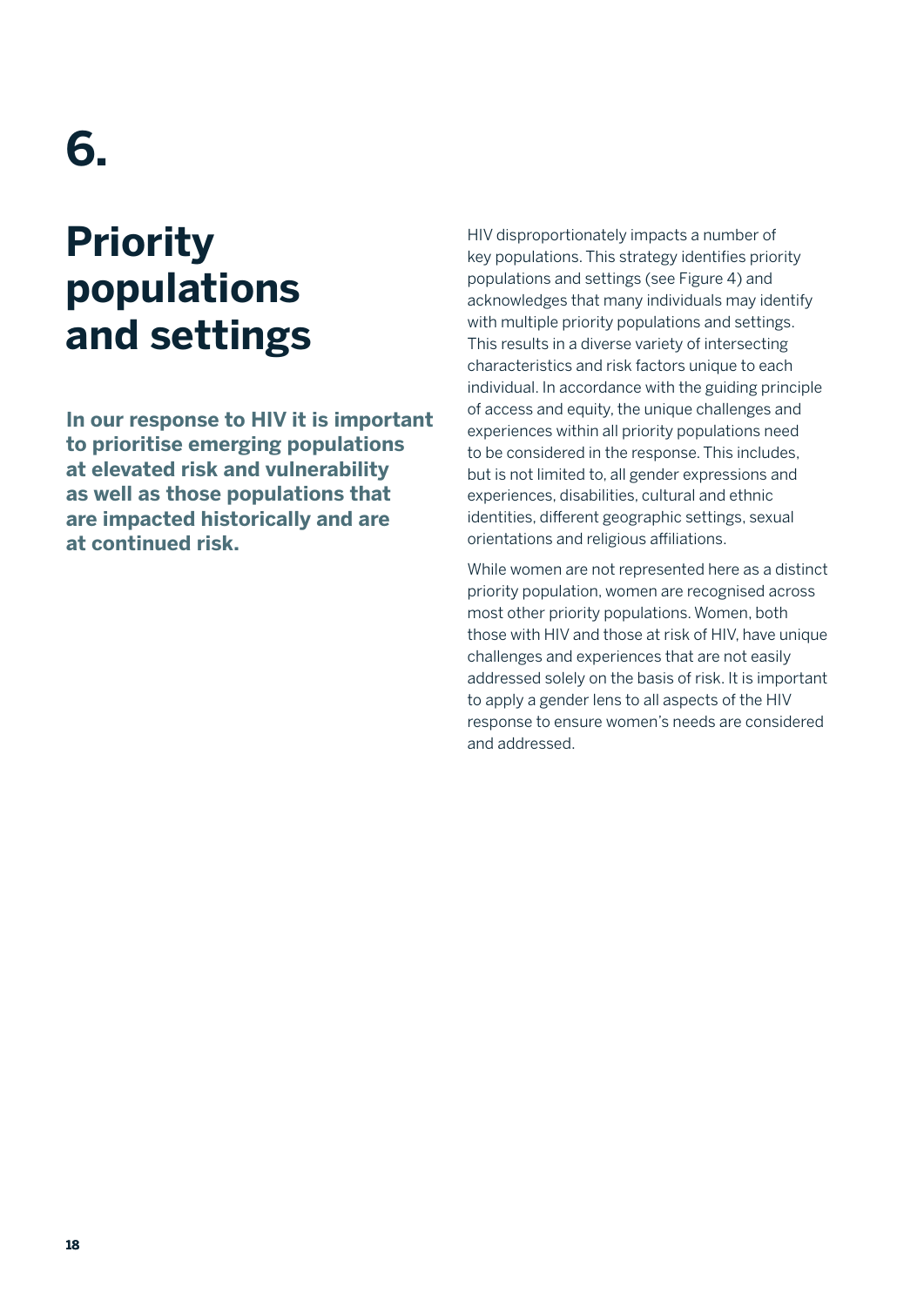# 6.

# Priority populations and settings

**In our response to HIV it is important to prioritise emerging populations at elevated risk and vulnerability as well as those populations that are impacted historically and are at continued risk.**

HIV disproportionately impacts a number of key populations. This strategy identifies priority populations and settings (see Figure 4) and acknowledges that many individuals may identify with multiple priority populations and settings. This results in a diverse variety of intersecting characteristics and risk factors unique to each individual. In accordance with the guiding principle of access and equity, the unique challenges and experiences within all priority populations need to be considered in the response. This includes, but is not limited to, all gender expressions and experiences, disabilities, cultural and ethnic identities, different geographic settings, sexual orientations and religious affiliations.

While women are not represented here as a distinct priority population, women are recognised across most other priority populations. Women, both those with HIV and those at risk of HIV, have unique challenges and experiences that are not easily addressed solely on the basis of risk. It is important to apply a gender lens to all aspects of the HIV response to ensure women's needs are considered and addressed.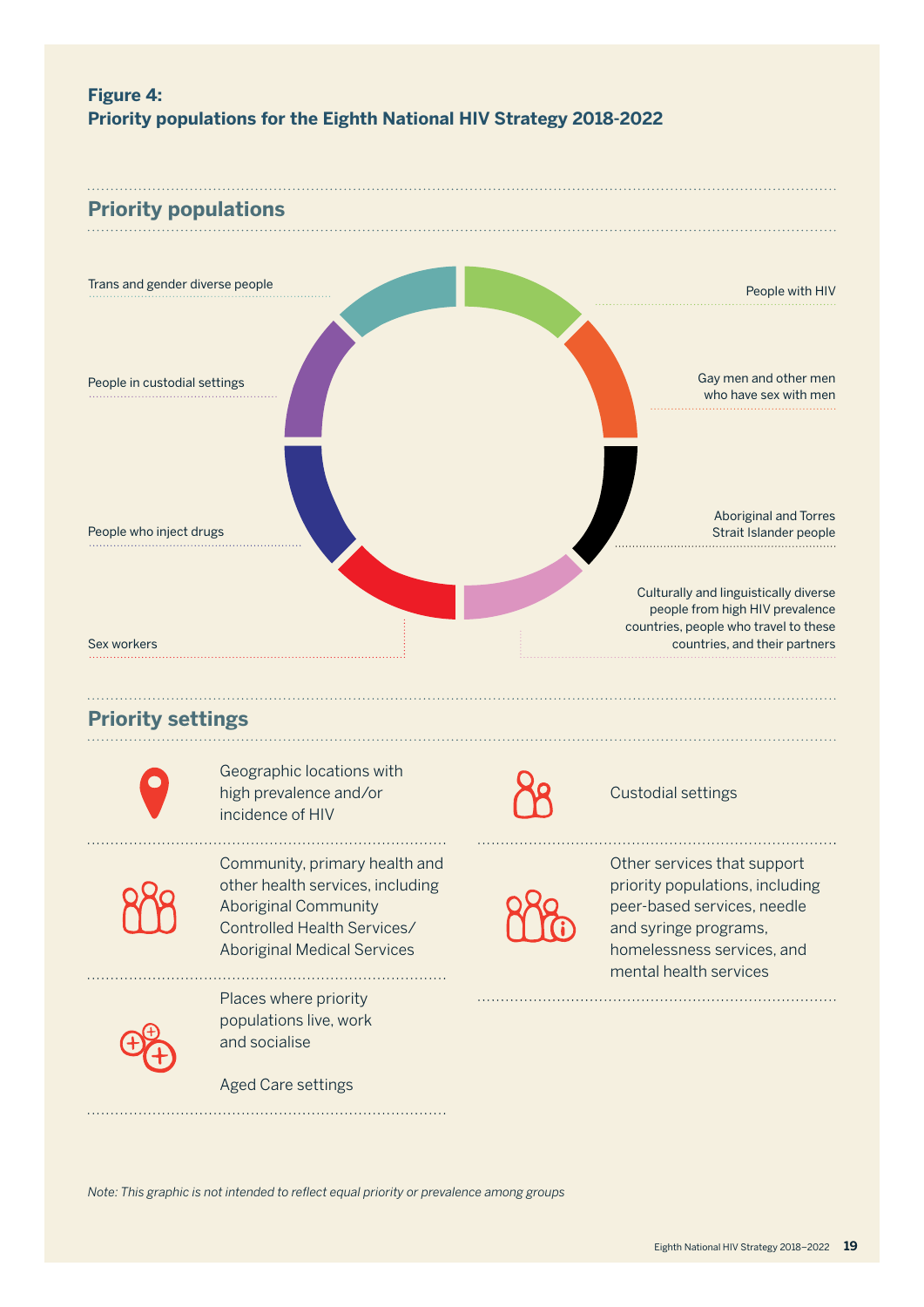**Figure 4:**
**Priority populations for the Eighth National HIV Strategy 2018-2022**

## Priority populations

- People with HIV
- Gay men and other men who have sex with men
- Aboriginal and Torres Strait Islander people
- Culturally and linguistically diverse people from high HIV prevalence countries, people who travel to these countries, and their partners
- Sex workers
- People who inject drugs
- People in custodial settings
- Trans and gender diverse people

## Priority settings

- Geographic locations with high prevalence and/or incidence of HIV
- Community, primary health and other health services, including Aboriginal Community Controlled Health Services/ Aboriginal Medical Services
- Places where priority populations live, work and socialise
- Aged Care settings
- Custodial settings
- Other services that support priority populations, including peer-based services, needle and syringe programs, homelessness services, and mental health services

*Note: This graphic is not intended to reflect equal priority or prevalence among groups*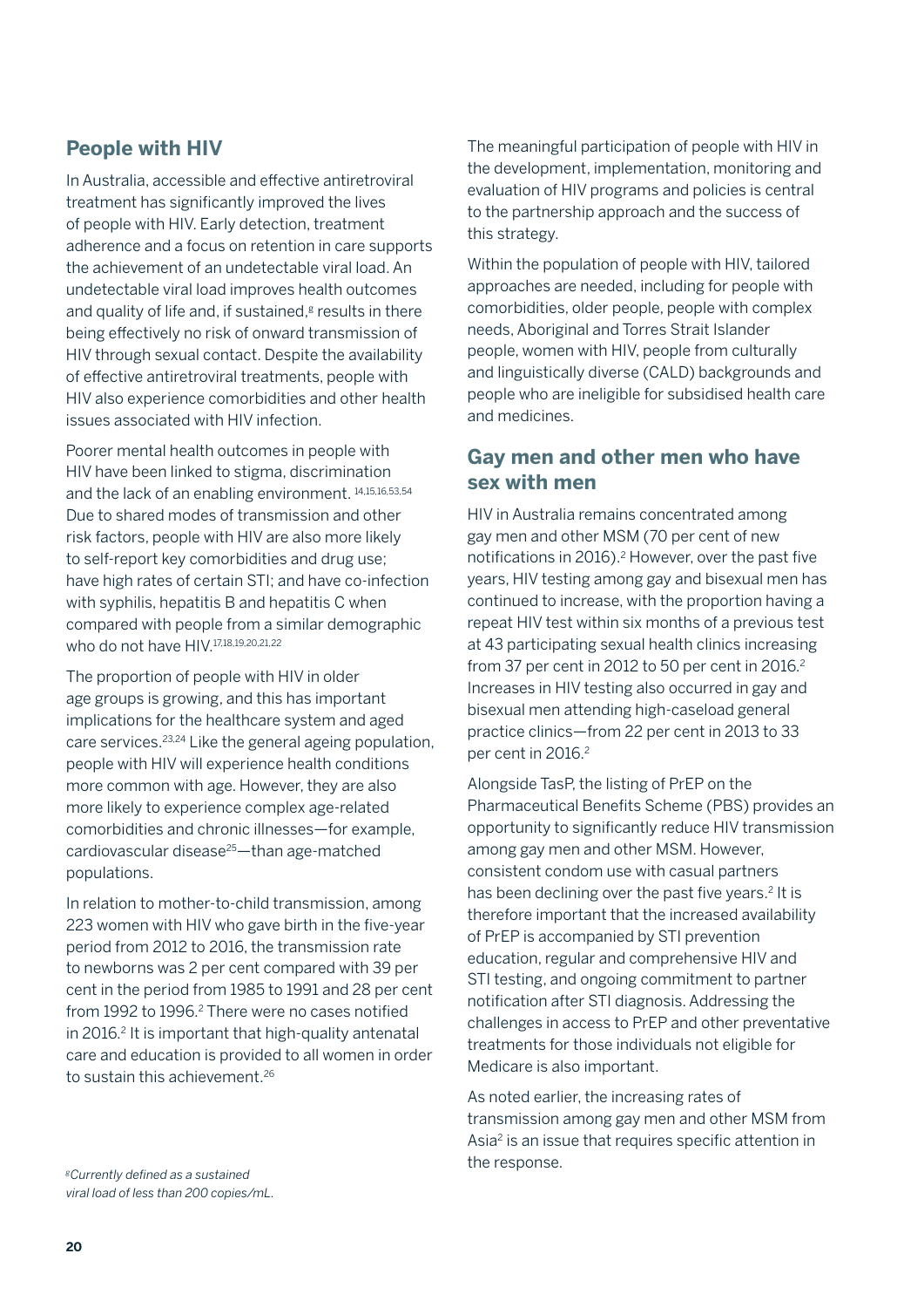## People with HIV

In Australia, accessible and effective antiretroviral treatment has significantly improved the lives of people with HIV. Early detection, treatment adherence and a focus on retention in care supports the achievement of an undetectable viral load. An undetectable viral load improves health outcomes and quality of life and, if sustained,[g] results in there being effectively no risk of onward transmission of HIV through sexual contact. Despite the availability of effective antiretroviral treatments, people with HIV also experience comorbidities and other health issues associated with HIV infection.

Poorer mental health outcomes in people with HIV have been linked to stigma, discrimination and the lack of an enabling environment. [14,15,16,53,54] Due to shared modes of transmission and other risk factors, people with HIV are also more likely to self-report key comorbidities and drug use; have high rates of certain STI; and have co-infection with syphilis, hepatitis B and hepatitis C when compared with people from a similar demographic who do not have HIV.[17,18,19,20,21,22]

The proportion of people with HIV in older age groups is growing, and this has important implications for the healthcare system and aged care services.[23,24] Like the general ageing population, people with HIV will experience health conditions more common with age. However, they are also more likely to experience complex age-related comorbidities and chronic illnesses—for example, cardiovascular disease[25]—than age-matched populations.

In relation to mother-to-child transmission, among 223 women with HIV who gave birth in the five-year period from 2012 to 2016, the transmission rate to newborns was 2 per cent compared with 39 per cent in the period from 1985 to 1991 and 28 per cent from 1992 to 1996.[2] There were no cases notified in 2016.[2] It is important that high-quality antenatal care and education is provided to all women in order to sustain this achievement.[26]

*[g]Currently defined as a sustained viral load of less than 200 copies/mL.*

The meaningful participation of people with HIV in the development, implementation, monitoring and evaluation of HIV programs and policies is central to the partnership approach and the success of this strategy.

Within the population of people with HIV, tailored approaches are needed, including for people with comorbidities, older people, people with complex needs, Aboriginal and Torres Strait Islander people, women with HIV, people from culturally and linguistically diverse (CALD) backgrounds and people who are ineligible for subsidised health care and medicines.

## Gay men and other men who have sex with men

HIV in Australia remains concentrated among gay men and other MSM (70 per cent of new notifications in 2016).[2] However, over the past five years, HIV testing among gay and bisexual men has continued to increase, with the proportion having a repeat HIV test within six months of a previous test at 43 participating sexual health clinics increasing from 37 per cent in 2012 to 50 per cent in 2016.[2] Increases in HIV testing also occurred in gay and bisexual men attending high-caseload general practice clinics—from 22 per cent in 2013 to 33 per cent in 2016.[2]

Alongside TasP, the listing of PrEP on the Pharmaceutical Benefits Scheme (PBS) provides an opportunity to significantly reduce HIV transmission among gay men and other MSM. However, consistent condom use with casual partners has been declining over the past five years.[2] It is therefore important that the increased availability of PrEP is accompanied by STI prevention education, regular and comprehensive HIV and STI testing, and ongoing commitment to partner notification after STI diagnosis. Addressing the challenges in access to PrEP and other preventative treatments for those individuals not eligible for Medicare is also important.

As noted earlier, the increasing rates of transmission among gay men and other MSM from Asia[2] is an issue that requires specific attention in the response.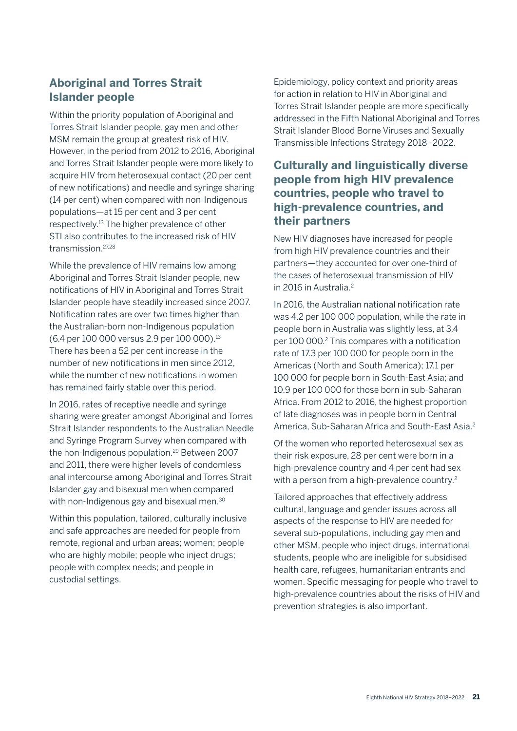## Aboriginal and Torres Strait Islander people

Within the priority population of Aboriginal and Torres Strait Islander people, gay men and other MSM remain the group at greatest risk of HIV. However, in the period from 2012 to 2016, Aboriginal and Torres Strait Islander people were more likely to acquire HIV from heterosexual contact (20 per cent of new notifications) and needle and syringe sharing (14 per cent) when compared with non-Indigenous populations—at 15 per cent and 3 per cent respectively.[13] The higher prevalence of other STI also contributes to the increased risk of HIV transmission.[27,28]

While the prevalence of HIV remains low among Aboriginal and Torres Strait Islander people, new notifications of HIV in Aboriginal and Torres Strait Islander people have steadily increased since 2007. Notification rates are over two times higher than the Australian-born non-Indigenous population (6.4 per 100 000 versus 2.9 per 100 000).[13] There has been a 52 per cent increase in the number of new notifications in men since 2012, while the number of new notifications in women has remained fairly stable over this period.

In 2016, rates of receptive needle and syringe sharing were greater amongst Aboriginal and Torres Strait Islander respondents to the Australian Needle and Syringe Program Survey when compared with the non-Indigenous population.[29] Between 2007 and 2011, there were higher levels of condomless anal intercourse among Aboriginal and Torres Strait Islander gay and bisexual men when compared with non-Indigenous gay and bisexual men.[30]

Within this population, tailored, culturally inclusive and safe approaches are needed for people from remote, regional and urban areas; women; people who are highly mobile; people who inject drugs; people with complex needs; and people in custodial settings.

Epidemiology, policy context and priority areas for action in relation to HIV in Aboriginal and Torres Strait Islander people are more specifically addressed in the Fifth National Aboriginal and Torres Strait Islander Blood Borne Viruses and Sexually Transmissible Infections Strategy 2018–2022.

## Culturally and linguistically diverse people from high HIV prevalence countries, people who travel to high-prevalence countries, and their partners

New HIV diagnoses have increased for people from high HIV prevalence countries and their partners—they accounted for over one-third of the cases of heterosexual transmission of HIV in 2016 in Australia.[2]

In 2016, the Australian national notification rate was 4.2 per 100 000 population, while the rate in people born in Australia was slightly less, at 3.4 per 100 000.[2] This compares with a notification rate of 17.3 per 100 000 for people born in the Americas (North and South America); 17.1 per 100 000 for people born in South-East Asia; and 10.9 per 100 000 for those born in sub-Saharan Africa. From 2012 to 2016, the highest proportion of late diagnoses was in people born in Central America, Sub-Saharan Africa and South-East Asia.[2]

Of the women who reported heterosexual sex as their risk exposure, 28 per cent were born in a high-prevalence country and 4 per cent had sex with a person from a high-prevalence country.[2]

Tailored approaches that effectively address cultural, language and gender issues across all aspects of the response to HIV are needed for several sub-populations, including gay men and other MSM, people who inject drugs, international students, people who are ineligible for subsidised health care, refugees, humanitarian entrants and women. Specific messaging for people who travel to high-prevalence countries about the risks of HIV and prevention strategies is also important.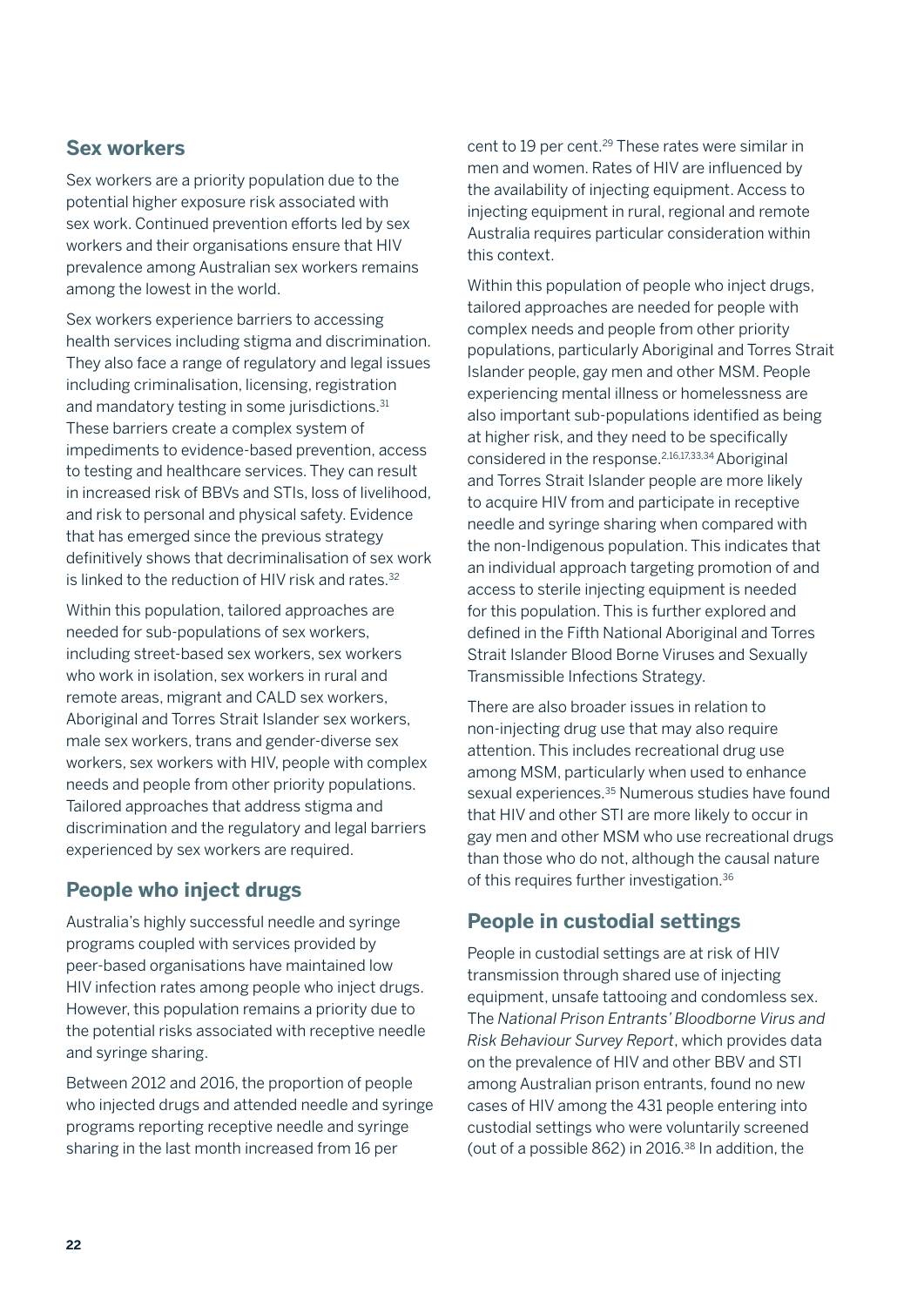## Sex workers

Sex workers are a priority population due to the potential higher exposure risk associated with sex work. Continued prevention efforts led by sex workers and their organisations ensure that HIV prevalence among Australian sex workers remains among the lowest in the world.

Sex workers experience barriers to accessing health services including stigma and discrimination. They also face a range of regulatory and legal issues including criminalisation, licensing, registration and mandatory testing in some jurisdictions.[31] These barriers create a complex system of impediments to evidence-based prevention, access to testing and healthcare services. They can result in increased risk of BBVs and STIs, loss of livelihood, and risk to personal and physical safety. Evidence that has emerged since the previous strategy definitively shows that decriminalisation of sex work is linked to the reduction of HIV risk and rates.[32]

Within this population, tailored approaches are needed for sub-populations of sex workers, including street-based sex workers, sex workers who work in isolation, sex workers in rural and remote areas, migrant and CALD sex workers, Aboriginal and Torres Strait Islander sex workers, male sex workers, trans and gender-diverse sex workers, sex workers with HIV, people with complex needs and people from other priority populations. Tailored approaches that address stigma and discrimination and the regulatory and legal barriers experienced by sex workers are required.

## People who inject drugs

Australia's highly successful needle and syringe programs coupled with services provided by peer-based organisations have maintained low HIV infection rates among people who inject drugs. However, this population remains a priority due to the potential risks associated with receptive needle and syringe sharing.

Between 2012 and 2016, the proportion of people who injected drugs and attended needle and syringe programs reporting receptive needle and syringe sharing in the last month increased from 16 per cent to 19 per cent.[29] These rates were similar in men and women. Rates of HIV are influenced by the availability of injecting equipment. Access to injecting equipment in rural, regional and remote Australia requires particular consideration within this context.

Within this population of people who inject drugs, tailored approaches are needed for people with complex needs and people from other priority populations, particularly Aboriginal and Torres Strait Islander people, gay men and other MSM. People experiencing mental illness or homelessness are also important sub-populations identified as being at higher risk, and they need to be specifically considered in the response.[2,16,17,33,34] Aboriginal and Torres Strait Islander people are more likely to acquire HIV from and participate in receptive needle and syringe sharing when compared with the non-Indigenous population. This indicates that an individual approach targeting promotion of and access to sterile injecting equipment is needed for this population. This is further explored and defined in the Fifth National Aboriginal and Torres Strait Islander Blood Borne Viruses and Sexually Transmissible Infections Strategy.

There are also broader issues in relation to non-injecting drug use that may also require attention. This includes recreational drug use among MSM, particularly when used to enhance sexual experiences.[35] Numerous studies have found that HIV and other STI are more likely to occur in gay men and other MSM who use recreational drugs than those who do not, although the causal nature of this requires further investigation.[36]

## People in custodial settings

People in custodial settings are at risk of HIV transmission through shared use of injecting equipment, unsafe tattooing and condomless sex. The *National Prison Entrants' Bloodborne Virus and Risk Behaviour Survey Report*, which provides data on the prevalence of HIV and other BBV and STI among Australian prison entrants, found no new cases of HIV among the 431 people entering into custodial settings who were voluntarily screened (out of a possible 862) in 2016.[38] In addition, the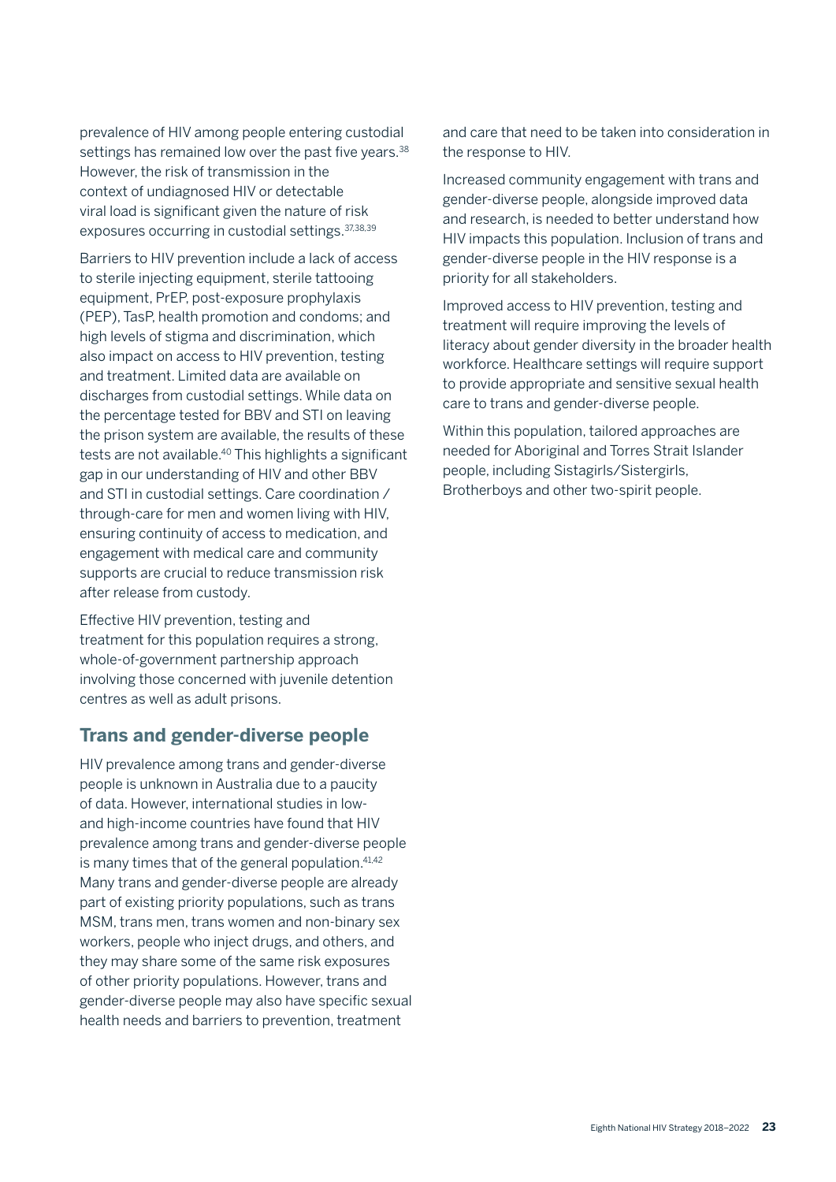prevalence of HIV among people entering custodial settings has remained low over the past five years.[38] However, the risk of transmission in the context of undiagnosed HIV or detectable viral load is significant given the nature of risk exposures occurring in custodial settings.[37,38,39]

Barriers to HIV prevention include a lack of access to sterile injecting equipment, sterile tattooing equipment, PrEP, post-exposure prophylaxis (PEP), TasP, health promotion and condoms; and high levels of stigma and discrimination, which also impact on access to HIV prevention, testing and treatment. Limited data are available on discharges from custodial settings. While data on the percentage tested for BBV and STI on leaving the prison system are available, the results of these tests are not available.[40] This highlights a significant gap in our understanding of HIV and other BBV and STI in custodial settings. Care coordination / through-care for men and women living with HIV, ensuring continuity of access to medication, and engagement with medical care and community supports are crucial to reduce transmission risk after release from custody.

Effective HIV prevention, testing and treatment for this population requires a strong, whole-of-government partnership approach involving those concerned with juvenile detention centres as well as adult prisons.

## Trans and gender-diverse people

HIV prevalence among trans and gender-diverse people is unknown in Australia due to a paucity of data. However, international studies in low- and high-income countries have found that HIV prevalence among trans and gender-diverse people is many times that of the general population.[41,42] Many trans and gender-diverse people are already part of existing priority populations, such as trans MSM, trans men, trans women and non-binary sex workers, people who inject drugs, and others, and they may share some of the same risk exposures of other priority populations. However, trans and gender-diverse people may also have specific sexual health needs and barriers to prevention, treatment and care that need to be taken into consideration in the response to HIV.

Increased community engagement with trans and gender-diverse people, alongside improved data and research, is needed to better understand how HIV impacts this population. Inclusion of trans and gender-diverse people in the HIV response is a priority for all stakeholders.

Improved access to HIV prevention, testing and treatment will require improving the levels of literacy about gender diversity in the broader health workforce. Healthcare settings will require support to provide appropriate and sensitive sexual health care to trans and gender-diverse people.

Within this population, tailored approaches are needed for Aboriginal and Torres Strait Islander people, including Sistagirls/Sistergirls, Brotherboys and other two-spirit people.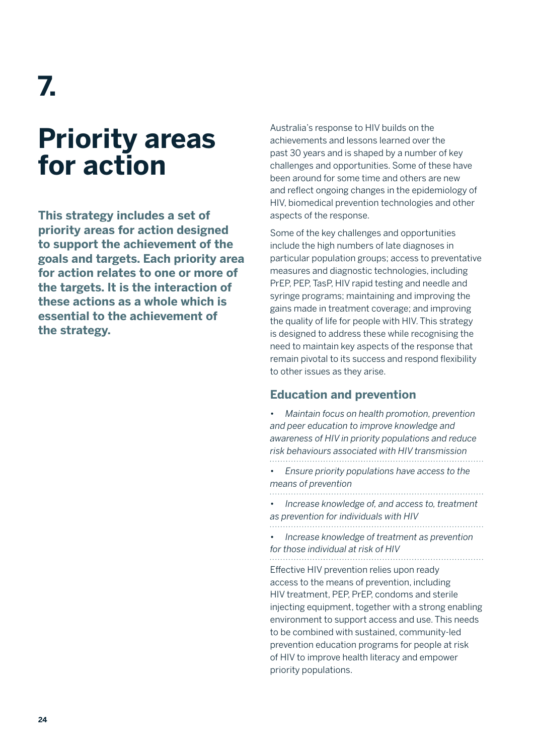# 7.

# Priority areas for action

**This strategy includes a set of priority areas for action designed to support the achievement of the goals and targets. Each priority area for action relates to one or more of the targets. It is the interaction of these actions as a whole which is essential to the achievement of the strategy.**

Australia's response to HIV builds on the achievements and lessons learned over the past 30 years and is shaped by a number of key challenges and opportunities. Some of these have been around for some time and others are new and reflect ongoing changes in the epidemiology of HIV, biomedical prevention technologies and other aspects of the response.

Some of the key challenges and opportunities include the high numbers of late diagnoses in particular population groups; access to preventative measures and diagnostic technologies, including PrEP, PEP, TasP, HIV rapid testing and needle and syringe programs; maintaining and improving the gains made in treatment coverage; and improving the quality of life for people with HIV. This strategy is designed to address these while recognising the need to maintain key aspects of the response that remain pivotal to its success and respond flexibility to other issues as they arise.

## Education and prevention

- *Maintain focus on health promotion, prevention and peer education to improve knowledge and awareness of HIV in priority populations and reduce risk behaviours associated with HIV transmission*
- *Ensure priority populations have access to the means of prevention*
- *Increase knowledge of, and access to, treatment as prevention for individuals with HIV*
- *Increase knowledge of treatment as prevention for those individual at risk of HIV*

Effective HIV prevention relies upon ready access to the means of prevention, including HIV treatment, PEP, PrEP, condoms and sterile injecting equipment, together with a strong enabling environment to support access and use. This needs to be combined with sustained, community-led prevention education programs for people at risk of HIV to improve health literacy and empower priority populations.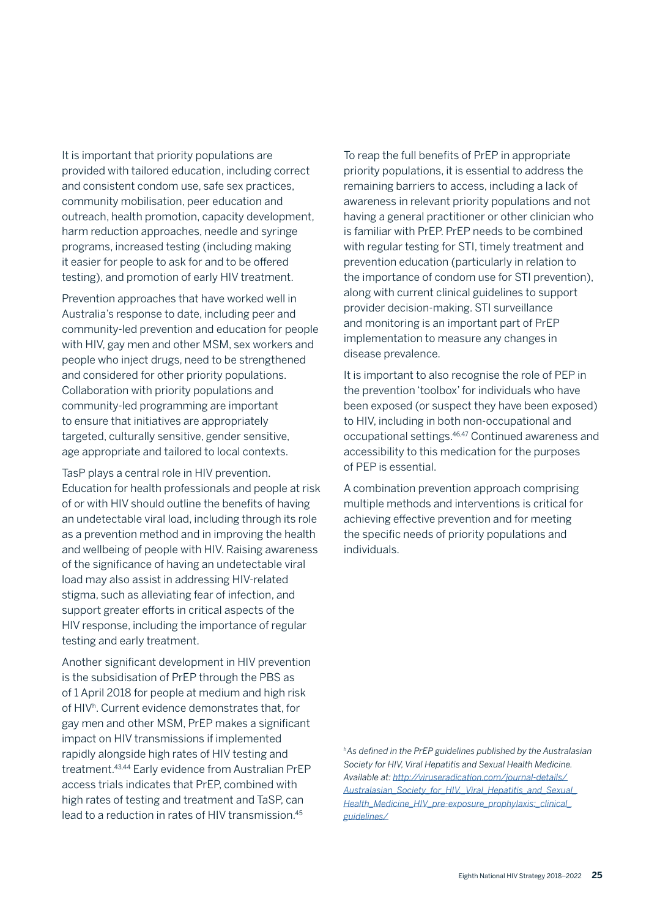It is important that priority populations are provided with tailored education, including correct and consistent condom use, safe sex practices, community mobilisation, peer education and outreach, health promotion, capacity development, harm reduction approaches, needle and syringe programs, increased testing (including making it easier for people to ask for and to be offered testing), and promotion of early HIV treatment.

Prevention approaches that have worked well in Australia's response to date, including peer and community-led prevention and education for people with HIV, gay men and other MSM, sex workers and people who inject drugs, need to be strengthened and considered for other priority populations. Collaboration with priority populations and community-led programming are important to ensure that initiatives are appropriately targeted, culturally sensitive, gender sensitive, age appropriate and tailored to local contexts.

TasP plays a central role in HIV prevention. Education for health professionals and people at risk of or with HIV should outline the benefits of having an undetectable viral load, including through its role as a prevention method and in improving the health and wellbeing of people with HIV. Raising awareness of the significance of having an undetectable viral load may also assist in addressing HIV-related stigma, such as alleviating fear of infection, and support greater efforts in critical aspects of the HIV response, including the importance of regular testing and early treatment.

Another significant development in HIV prevention is the subsidisation of PrEP through the PBS as of 1 April 2018 for people at medium and high risk of HIV[h]. Current evidence demonstrates that, for gay men and other MSM, PrEP makes a significant impact on HIV transmissions if implemented rapidly alongside high rates of HIV testing and treatment.[43,44] Early evidence from Australian PrEP access trials indicates that PrEP, combined with high rates of testing and treatment and TaSP, can lead to a reduction in rates of HIV transmission.[45]

To reap the full benefits of PrEP in appropriate priority populations, it is essential to address the remaining barriers to access, including a lack of awareness in relevant priority populations and not having a general practitioner or other clinician who is familiar with PrEP. PrEP needs to be combined with regular testing for STI, timely treatment and prevention education (particularly in relation to the importance of condom use for STI prevention), along with current clinical guidelines to support provider decision-making. STI surveillance and monitoring is an important part of PrEP implementation to measure any changes in disease prevalence.

It is important to also recognise the role of PEP in the prevention 'toolbox' for individuals who have been exposed (or suspect they have been exposed) to HIV, including in both non-occupational and occupational settings.[46,47] Continued awareness and accessibility to this medication for the purposes of PEP is essential.

A combination prevention approach comprising multiple methods and interventions is critical for achieving effective prevention and for meeting the specific needs of priority populations and individuals.

[h] *As defined in the PrEP guidelines published by the Australasian Society for HIV, Viral Hepatitis and Sexual Health Medicine. Available at: http://viruseradication.com/journal-details/Australasian_Society_for_HIV,_Viral_Hepatitis_and_Sexual_Health_Medicine_HIV_pre-exposure_prophylaxis:_clinical_guidelines/*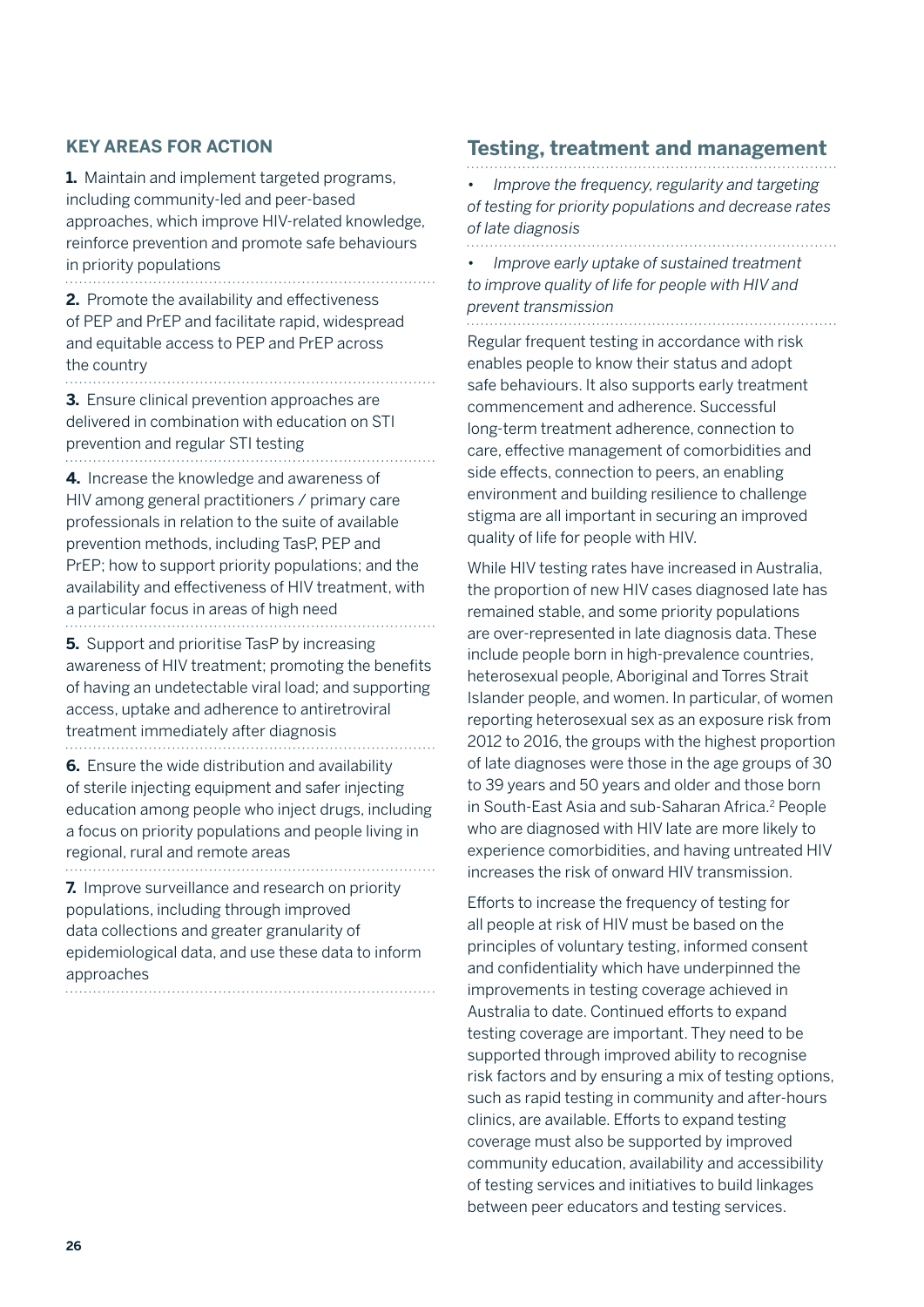### KEY AREAS FOR ACTION

**1.** Maintain and implement targeted programs, including community-led and peer-based approaches, which improve HIV-related knowledge, reinforce prevention and promote safe behaviours in priority populations

**2.** Promote the availability and effectiveness of PEP and PrEP and facilitate rapid, widespread and equitable access to PEP and PrEP across the country

**3.** Ensure clinical prevention approaches are delivered in combination with education on STI prevention and regular STI testing

**4.** Increase the knowledge and awareness of HIV among general practitioners / primary care professionals in relation to the suite of available prevention methods, including TasP, PEP and PrEP; how to support priority populations; and the availability and effectiveness of HIV treatment, with a particular focus in areas of high need

**5.** Support and prioritise TasP by increasing awareness of HIV treatment; promoting the benefits of having an undetectable viral load; and supporting access, uptake and adherence to antiretroviral treatment immediately after diagnosis

**6.** Ensure the wide distribution and availability of sterile injecting equipment and safer injecting education among people who inject drugs, including a focus on priority populations and people living in regional, rural and remote areas

**7.** Improve surveillance and research on priority populations, including through improved data collections and greater granularity of epidemiological data, and use these data to inform approaches

## Testing, treatment and management

- *Improve the frequency, regularity and targeting of testing for priority populations and decrease rates of late diagnosis*
- *Improve early uptake of sustained treatment to improve quality of life for people with HIV and prevent transmission*

Regular frequent testing in accordance with risk enables people to know their status and adopt safe behaviours. It also supports early treatment commencement and adherence. Successful long-term treatment adherence, connection to care, effective management of comorbidities and side effects, connection to peers, an enabling environment and building resilience to challenge stigma are all important in securing an improved quality of life for people with HIV.

While HIV testing rates have increased in Australia, the proportion of new HIV cases diagnosed late has remained stable, and some priority populations are over-represented in late diagnosis data. These include people born in high-prevalence countries, heterosexual people, Aboriginal and Torres Strait Islander people, and women. In particular, of women reporting heterosexual sex as an exposure risk from 2012 to 2016, the groups with the highest proportion of late diagnoses were those in the age groups of 30 to 39 years and 50 years and older and those born in South-East Asia and sub-Saharan Africa.[2] People who are diagnosed with HIV late are more likely to experience comorbidities, and having untreated HIV increases the risk of onward HIV transmission.

Efforts to increase the frequency of testing for all people at risk of HIV must be based on the principles of voluntary testing, informed consent and confidentiality which have underpinned the improvements in testing coverage achieved in Australia to date. Continued efforts to expand testing coverage are important. They need to be supported through improved ability to recognise risk factors and by ensuring a mix of testing options, such as rapid testing in community and after-hours clinics, are available. Efforts to expand testing coverage must also be supported by improved community education, availability and accessibility of testing services and initiatives to build linkages between peer educators and testing services.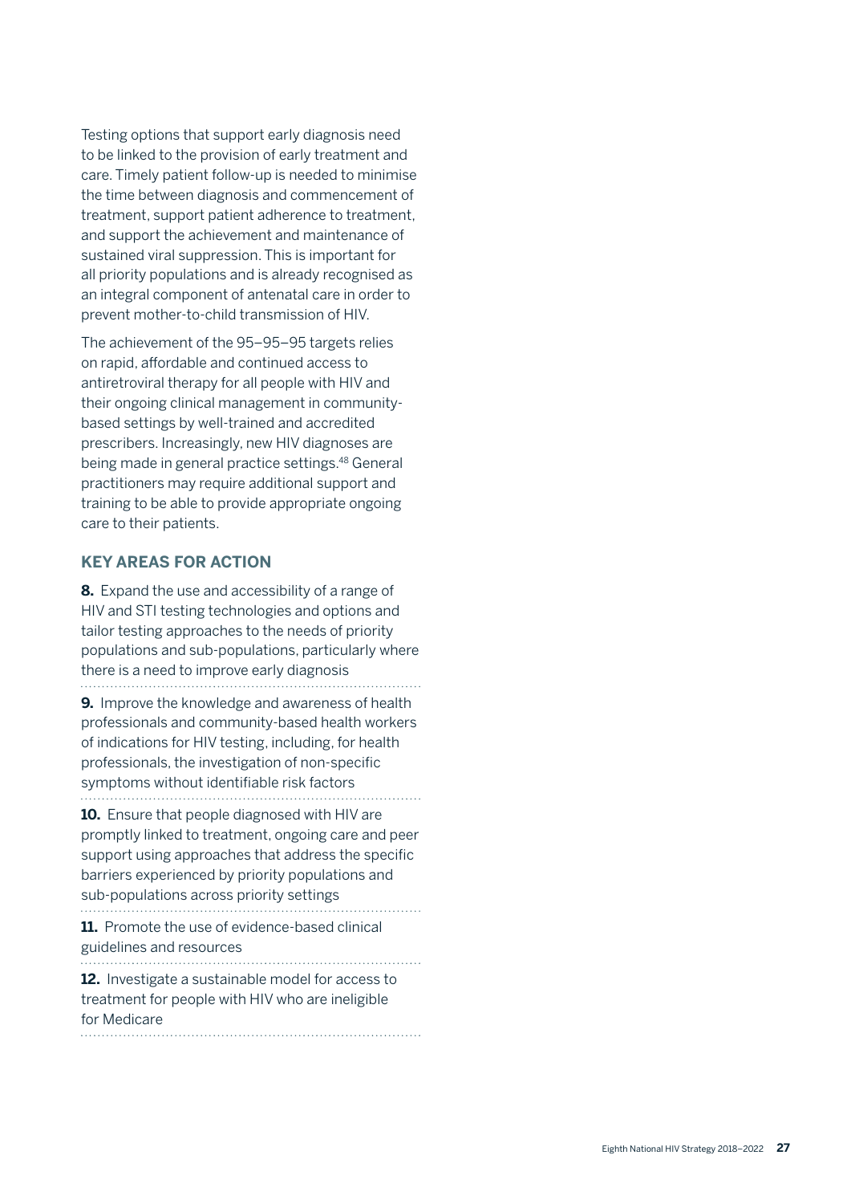Testing options that support early diagnosis need to be linked to the provision of early treatment and care. Timely patient follow-up is needed to minimise the time between diagnosis and commencement of treatment, support patient adherence to treatment, and support the achievement and maintenance of sustained viral suppression. This is important for all priority populations and is already recognised as an integral component of antenatal care in order to prevent mother-to-child transmission of HIV.

The achievement of the 95–95–95 targets relies on rapid, affordable and continued access to antiretroviral therapy for all people with HIV and their ongoing clinical management in community-based settings by well-trained and accredited prescribers. Increasingly, new HIV diagnoses are being made in general practice settings.[48] General practitioners may require additional support and training to be able to provide appropriate ongoing care to their patients.

## KEY AREAS FOR ACTION

**8.** Expand the use and accessibility of a range of HIV and STI testing technologies and options and tailor testing approaches to the needs of priority populations and sub-populations, particularly where there is a need to improve early diagnosis

**9.** Improve the knowledge and awareness of health professionals and community-based health workers of indications for HIV testing, including, for health professionals, the investigation of non-specific symptoms without identifiable risk factors

**10.** Ensure that people diagnosed with HIV are promptly linked to treatment, ongoing care and peer support using approaches that address the specific barriers experienced by priority populations and sub-populations across priority settings

**11.** Promote the use of evidence-based clinical guidelines and resources

**12.** Investigate a sustainable model for access to treatment for people with HIV who are ineligible for Medicare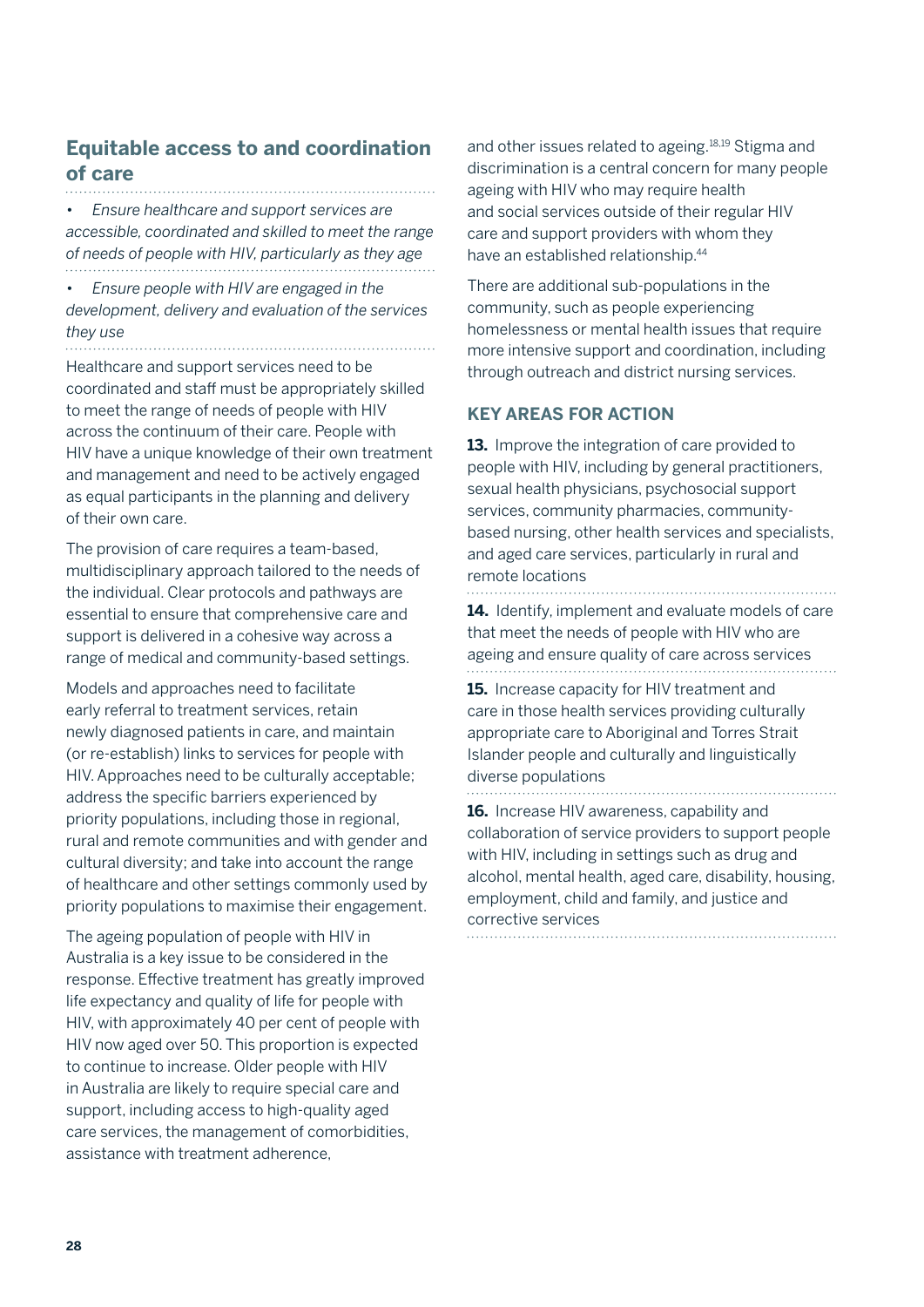## Equitable access to and coordination of care

- *Ensure healthcare and support services are accessible, coordinated and skilled to meet the range of needs of people with HIV, particularly as they age*
- *Ensure people with HIV are engaged in the development, delivery and evaluation of the services they use*

Healthcare and support services need to be coordinated and staff must be appropriately skilled to meet the range of needs of people with HIV across the continuum of their care. People with HIV have a unique knowledge of their own treatment and management and need to be actively engaged as equal participants in the planning and delivery of their own care.

The provision of care requires a team-based, multidisciplinary approach tailored to the needs of the individual. Clear protocols and pathways are essential to ensure that comprehensive care and support is delivered in a cohesive way across a range of medical and community-based settings.

Models and approaches need to facilitate early referral to treatment services, retain newly diagnosed patients in care, and maintain (or re-establish) links to services for people with HIV. Approaches need to be culturally acceptable; address the specific barriers experienced by priority populations, including those in regional, rural and remote communities and with gender and cultural diversity; and take into account the range of healthcare and other settings commonly used by priority populations to maximise their engagement.

The ageing population of people with HIV in Australia is a key issue to be considered in the response. Effective treatment has greatly improved life expectancy and quality of life for people with HIV, with approximately 40 per cent of people with HIV now aged over 50. This proportion is expected to continue to increase. Older people with HIV in Australia are likely to require special care and support, including access to high-quality aged care services, the management of comorbidities, assistance with treatment adherence, and other issues related to ageing.[18,19] Stigma and discrimination is a central concern for many people ageing with HIV who may require health and social services outside of their regular HIV care and support providers with whom they have an established relationship.[44]

There are additional sub-populations in the community, such as people experiencing homelessness or mental health issues that require more intensive support and coordination, including through outreach and district nursing services.

### KEY AREAS FOR ACTION

**13.** Improve the integration of care provided to people with HIV, including by general practitioners, sexual health physicians, psychosocial support services, community pharmacies, community-based nursing, other health services and specialists, and aged care services, particularly in rural and remote locations

**14.** Identify, implement and evaluate models of care that meet the needs of people with HIV who are ageing and ensure quality of care across services

**15.** Increase capacity for HIV treatment and care in those health services providing culturally appropriate care to Aboriginal and Torres Strait Islander people and culturally and linguistically diverse populations

**16.** Increase HIV awareness, capability and collaboration of service providers to support people with HIV, including in settings such as drug and alcohol, mental health, aged care, disability, housing, employment, child and family, and justice and corrective services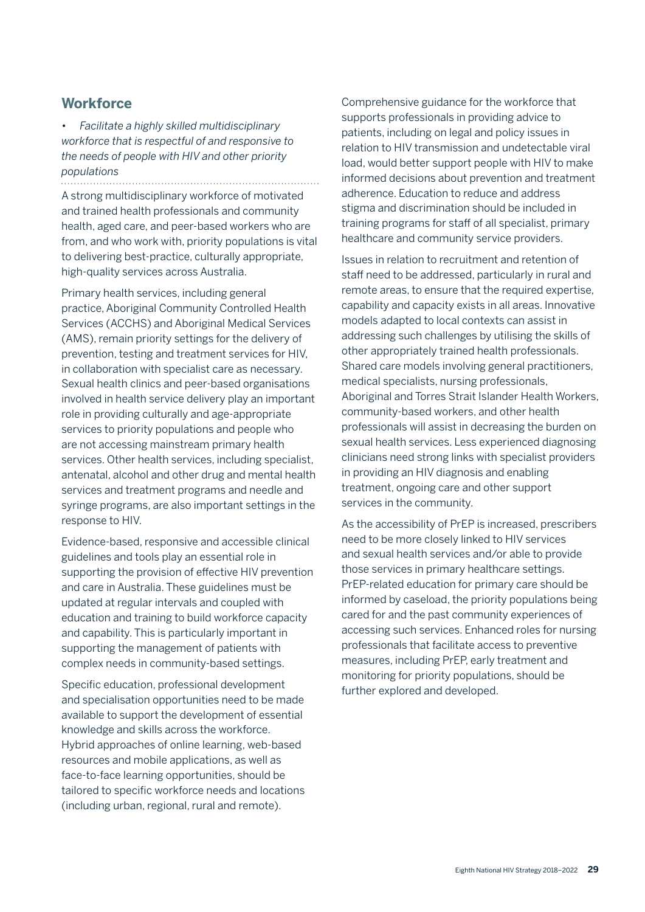## Workforce

- *Facilitate a highly skilled multidisciplinary workforce that is respectful of and responsive to the needs of people with HIV and other priority populations*

A strong multidisciplinary workforce of motivated and trained health professionals and community health, aged care, and peer-based workers who are from, and who work with, priority populations is vital to delivering best-practice, culturally appropriate, high-quality services across Australia.

Primary health services, including general practice, Aboriginal Community Controlled Health Services (ACCHS) and Aboriginal Medical Services (AMS), remain priority settings for the delivery of prevention, testing and treatment services for HIV, in collaboration with specialist care as necessary. Sexual health clinics and peer-based organisations involved in health service delivery play an important role in providing culturally and age-appropriate services to priority populations and people who are not accessing mainstream primary health services. Other health services, including specialist, antenatal, alcohol and other drug and mental health services and treatment programs and needle and syringe programs, are also important settings in the response to HIV.

Evidence-based, responsive and accessible clinical guidelines and tools play an essential role in supporting the provision of effective HIV prevention and care in Australia. These guidelines must be updated at regular intervals and coupled with education and training to build workforce capacity and capability. This is particularly important in supporting the management of patients with complex needs in community-based settings.

Specific education, professional development and specialisation opportunities need to be made available to support the development of essential knowledge and skills across the workforce. Hybrid approaches of online learning, web-based resources and mobile applications, as well as face-to-face learning opportunities, should be tailored to specific workforce needs and locations (including urban, regional, rural and remote).

Comprehensive guidance for the workforce that supports professionals in providing advice to patients, including on legal and policy issues in relation to HIV transmission and undetectable viral load, would better support people with HIV to make informed decisions about prevention and treatment adherence. Education to reduce and address stigma and discrimination should be included in training programs for staff of all specialist, primary healthcare and community service providers.

Issues in relation to recruitment and retention of staff need to be addressed, particularly in rural and remote areas, to ensure that the required expertise, capability and capacity exists in all areas. Innovative models adapted to local contexts can assist in addressing such challenges by utilising the skills of other appropriately trained health professionals. Shared care models involving general practitioners, medical specialists, nursing professionals, Aboriginal and Torres Strait Islander Health Workers, community-based workers, and other health professionals will assist in decreasing the burden on sexual health services. Less experienced diagnosing clinicians need strong links with specialist providers in providing an HIV diagnosis and enabling treatment, ongoing care and other support services in the community.

As the accessibility of PrEP is increased, prescribers need to be more closely linked to HIV services and sexual health services and/or able to provide those services in primary healthcare settings. PrEP-related education for primary care should be informed by caseload, the priority populations being cared for and the past community experiences of accessing such services. Enhanced roles for nursing professionals that facilitate access to preventive measures, including PrEP, early treatment and monitoring for priority populations, should be further explored and developed.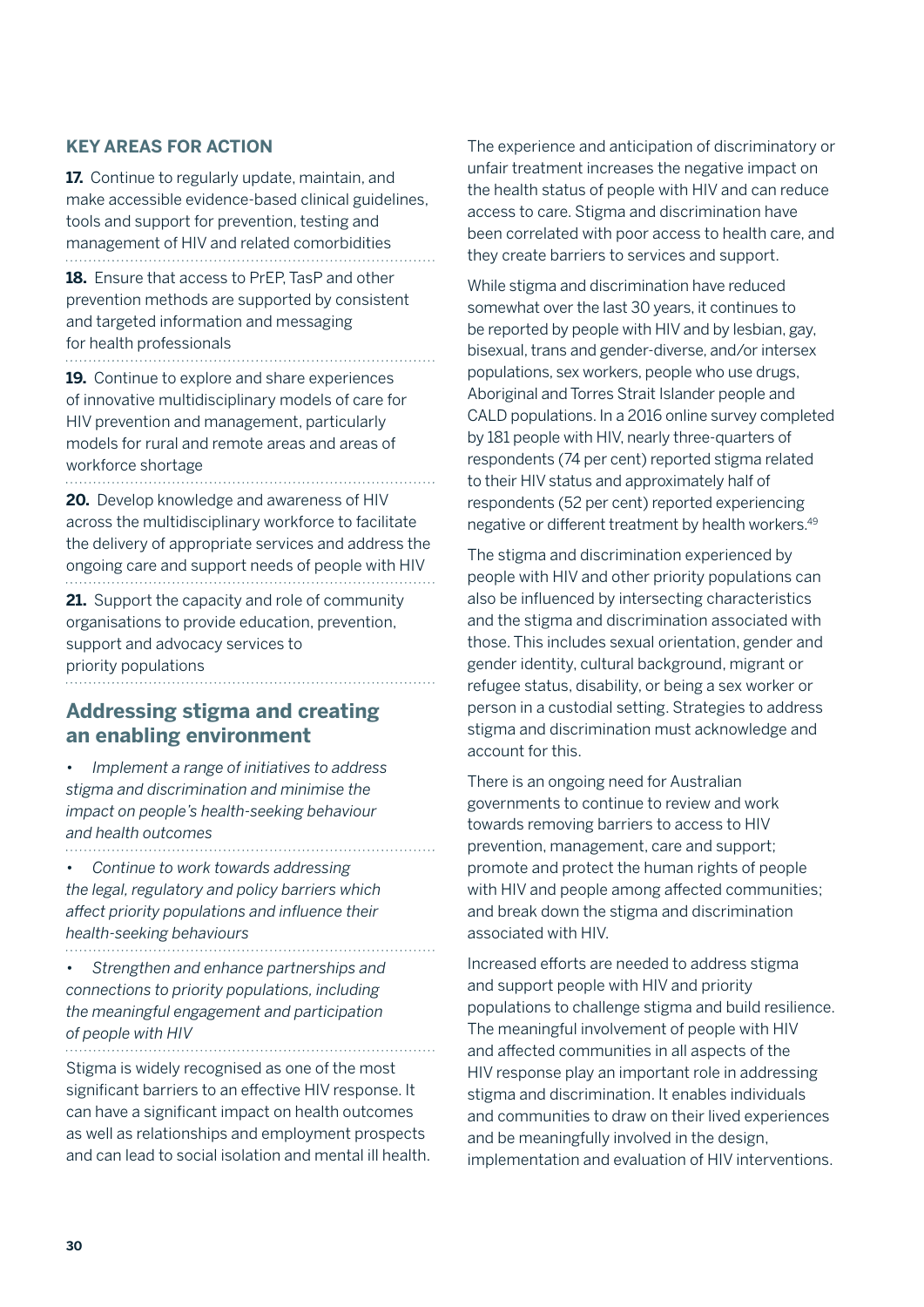### KEY AREAS FOR ACTION

**17.** Continue to regularly update, maintain, and make accessible evidence-based clinical guidelines, tools and support for prevention, testing and management of HIV and related comorbidities

**18.** Ensure that access to PrEP, TasP and other prevention methods are supported by consistent and targeted information and messaging for health professionals

**19.** Continue to explore and share experiences of innovative multidisciplinary models of care for HIV prevention and management, particularly models for rural and remote areas and areas of workforce shortage

**20.** Develop knowledge and awareness of HIV across the multidisciplinary workforce to facilitate the delivery of appropriate services and address the ongoing care and support needs of people with HIV

**21.** Support the capacity and role of community organisations to provide education, prevention, support and advocacy services to priority populations

## Addressing stigma and creating an enabling environment

- *Implement a range of initiatives to address stigma and discrimination and minimise the impact on people's health-seeking behaviour and health outcomes*
- *Continue to work towards addressing the legal, regulatory and policy barriers which affect priority populations and influence their health-seeking behaviours*
- *Strengthen and enhance partnerships and connections to priority populations, including the meaningful engagement and participation of people with HIV*

Stigma is widely recognised as one of the most significant barriers to an effective HIV response. It can have a significant impact on health outcomes as well as relationships and employment prospects and can lead to social isolation and mental ill health.

The experience and anticipation of discriminatory or unfair treatment increases the negative impact on the health status of people with HIV and can reduce access to care. Stigma and discrimination have been correlated with poor access to health care, and they create barriers to services and support.

While stigma and discrimination have reduced somewhat over the last 30 years, it continues to be reported by people with HIV and by lesbian, gay, bisexual, trans and gender-diverse, and/or intersex populations, sex workers, people who use drugs, Aboriginal and Torres Strait Islander people and CALD populations. In a 2016 online survey completed by 181 people with HIV, nearly three-quarters of respondents (74 per cent) reported stigma related to their HIV status and approximately half of respondents (52 per cent) reported experiencing negative or different treatment by health workers.[49]

The stigma and discrimination experienced by people with HIV and other priority populations can also be influenced by intersecting characteristics and the stigma and discrimination associated with those. This includes sexual orientation, gender and gender identity, cultural background, migrant or refugee status, disability, or being a sex worker or person in a custodial setting. Strategies to address stigma and discrimination must acknowledge and account for this.

There is an ongoing need for Australian governments to continue to review and work towards removing barriers to access to HIV prevention, management, care and support; promote and protect the human rights of people with HIV and people among affected communities; and break down the stigma and discrimination associated with HIV.

Increased efforts are needed to address stigma and support people with HIV and priority populations to challenge stigma and build resilience. The meaningful involvement of people with HIV and affected communities in all aspects of the HIV response play an important role in addressing stigma and discrimination. It enables individuals and communities to draw on their lived experiences and be meaningfully involved in the design, implementation and evaluation of HIV interventions.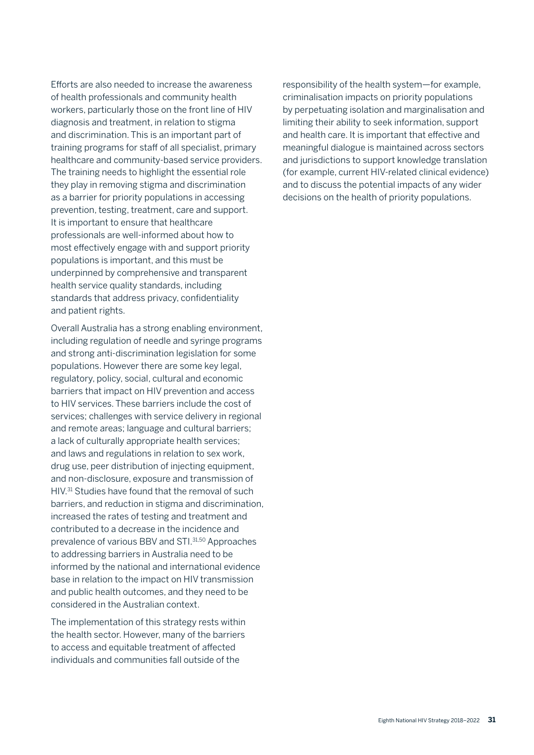Efforts are also needed to increase the awareness of health professionals and community health workers, particularly those on the front line of HIV diagnosis and treatment, in relation to stigma and discrimination. This is an important part of training programs for staff of all specialist, primary healthcare and community-based service providers. The training needs to highlight the essential role they play in removing stigma and discrimination as a barrier for priority populations in accessing prevention, testing, treatment, care and support. It is important to ensure that healthcare professionals are well-informed about how to most effectively engage with and support priority populations is important, and this must be underpinned by comprehensive and transparent health service quality standards, including standards that address privacy, confidentiality and patient rights.

Overall Australia has a strong enabling environment, including regulation of needle and syringe programs and strong anti-discrimination legislation for some populations. However there are some key legal, regulatory, policy, social, cultural and economic barriers that impact on HIV prevention and access to HIV services. These barriers include the cost of services; challenges with service delivery in regional and remote areas; language and cultural barriers; a lack of culturally appropriate health services; and laws and regulations in relation to sex work, drug use, peer distribution of injecting equipment, and non-disclosure, exposure and transmission of HIV.[31] Studies have found that the removal of such barriers, and reduction in stigma and discrimination, increased the rates of testing and treatment and contributed to a decrease in the incidence and prevalence of various BBV and STI.[31,50] Approaches to addressing barriers in Australia need to be informed by the national and international evidence base in relation to the impact on HIV transmission and public health outcomes, and they need to be considered in the Australian context.

The implementation of this strategy rests within the health sector. However, many of the barriers to access and equitable treatment of affected individuals and communities fall outside of the responsibility of the health system—for example, criminalisation impacts on priority populations by perpetuating isolation and marginalisation and limiting their ability to seek information, support and health care. It is important that effective and meaningful dialogue is maintained across sectors and jurisdictions to support knowledge translation (for example, current HIV-related clinical evidence) and to discuss the potential impacts of any wider decisions on the health of priority populations.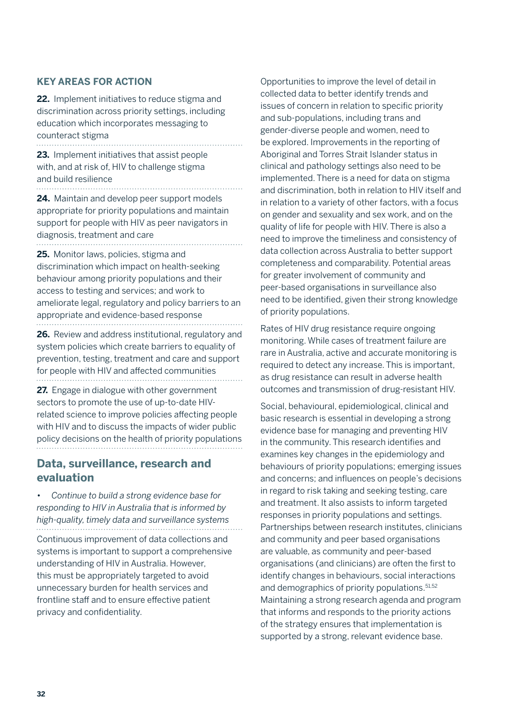### KEY AREAS FOR ACTION

**22.** Implement initiatives to reduce stigma and discrimination across priority settings, including education which incorporates messaging to counteract stigma

**23.** Implement initiatives that assist people with, and at risk of, HIV to challenge stigma and build resilience

**24.** Maintain and develop peer support models appropriate for priority populations and maintain support for people with HIV as peer navigators in diagnosis, treatment and care

**25.** Monitor laws, policies, stigma and discrimination which impact on health-seeking behaviour among priority populations and their access to testing and services; and work to ameliorate legal, regulatory and policy barriers to an appropriate and evidence-based response

**26.** Review and address institutional, regulatory and system policies which create barriers to equality of prevention, testing, treatment and care and support for people with HIV and affected communities

**27.** Engage in dialogue with other government sectors to promote the use of up-to-date HIV-related science to improve policies affecting people with HIV and to discuss the impacts of wider public policy decisions on the health of priority populations

## Data, surveillance, research and evaluation

- *Continue to build a strong evidence base for responding to HIV in Australia that is informed by high-quality, timely data and surveillance systems*

Continuous improvement of data collections and systems is important to support a comprehensive understanding of HIV in Australia. However, this must be appropriately targeted to avoid unnecessary burden for health services and frontline staff and to ensure effective patient privacy and confidentiality.

Opportunities to improve the level of detail in collected data to better identify trends and issues of concern in relation to specific priority and sub-populations, including trans and gender-diverse people and women, need to be explored. Improvements in the reporting of Aboriginal and Torres Strait Islander status in clinical and pathology settings also need to be implemented. There is a need for data on stigma and discrimination, both in relation to HIV itself and in relation to a variety of other factors, with a focus on gender and sexuality and sex work, and on the quality of life for people with HIV. There is also a need to improve the timeliness and consistency of data collection across Australia to better support completeness and comparability. Potential areas for greater involvement of community and peer-based organisations in surveillance also need to be identified, given their strong knowledge of priority populations.

Rates of HIV drug resistance require ongoing monitoring. While cases of treatment failure are rare in Australia, active and accurate monitoring is required to detect any increase. This is important, as drug resistance can result in adverse health outcomes and transmission of drug-resistant HIV.

Social, behavioural, epidemiological, clinical and basic research is essential in developing a strong evidence base for managing and preventing HIV in the community. This research identifies and examines key changes in the epidemiology and behaviours of priority populations; emerging issues and concerns; and influences on people's decisions in regard to risk taking and seeking testing, care and treatment. It also assists to inform targeted responses in priority populations and settings. Partnerships between research institutes, clinicians and community and peer based organisations are valuable, as community and peer-based organisations (and clinicians) are often the first to identify changes in behaviours, social interactions and demographics of priority populations.[51,52] Maintaining a strong research agenda and program that informs and responds to the priority actions of the strategy ensures that implementation is supported by a strong, relevant evidence base.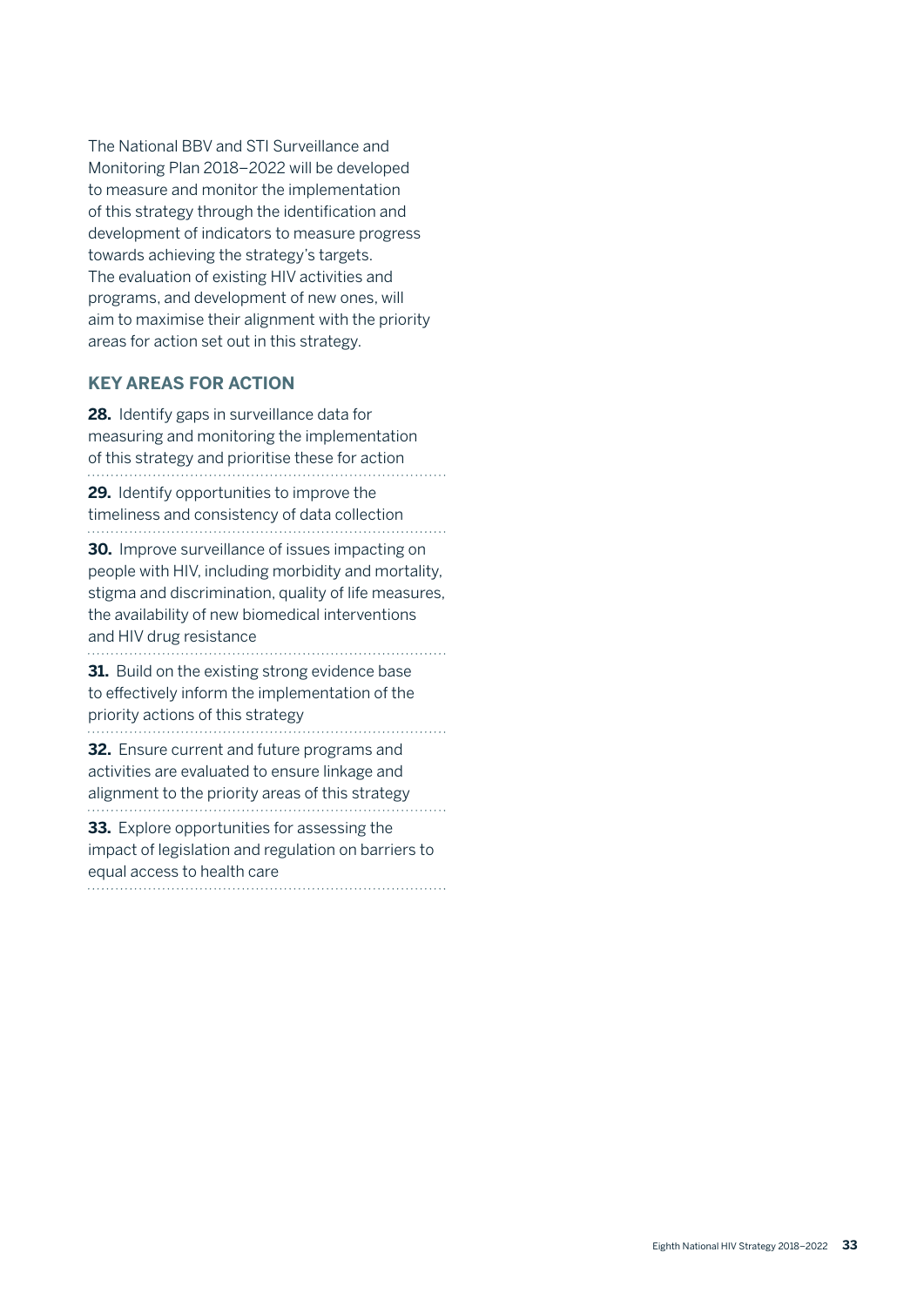The National BBV and STI Surveillance and Monitoring Plan 2018–2022 will be developed to measure and monitor the implementation of this strategy through the identification and development of indicators to measure progress towards achieving the strategy's targets. The evaluation of existing HIV activities and programs, and development of new ones, will aim to maximise their alignment with the priority areas for action set out in this strategy.

## KEY AREAS FOR ACTION

**28.** Identify gaps in surveillance data for measuring and monitoring the implementation of this strategy and prioritise these for action

**29.** Identify opportunities to improve the timeliness and consistency of data collection

**30.** Improve surveillance of issues impacting on people with HIV, including morbidity and mortality, stigma and discrimination, quality of life measures, the availability of new biomedical interventions and HIV drug resistance

**31.** Build on the existing strong evidence base to effectively inform the implementation of the priority actions of this strategy

**32.** Ensure current and future programs and activities are evaluated to ensure linkage and alignment to the priority areas of this strategy

**33.** Explore opportunities for assessing the impact of legislation and regulation on barriers to equal access to health care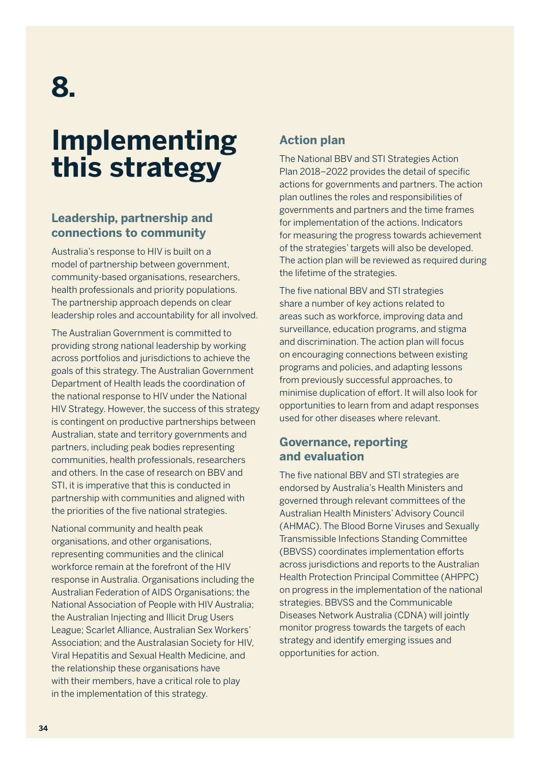# 8.

# Implementing this strategy

## Leadership, partnership and connections to community

Australia's response to HIV is built on a model of partnership between government, community-based organisations, researchers, health professionals and priority populations. The partnership approach depends on clear leadership roles and accountability for all involved.

The Australian Government is committed to providing strong national leadership by working across portfolios and jurisdictions to achieve the goals of this strategy. The Australian Government Department of Health leads the coordination of the national response to HIV under the National HIV Strategy. However, the success of this strategy is contingent on productive partnerships between Australian, state and territory governments and partners, including peak bodies representing communities, health professionals, researchers and others. In the case of research on BBV and STI, it is imperative that this is conducted in partnership with communities and aligned with the priorities of the five national strategies.

National community and health peak organisations, and other organisations, representing communities and the clinical workforce remain at the forefront of the HIV response in Australia. Organisations including the Australian Federation of AIDS Organisations; the National Association of People with HIV Australia; the Australian Injecting and Illicit Drug Users League; Scarlet Alliance, Australian Sex Workers' Association; and the Australasian Society for HIV, Viral Hepatitis and Sexual Health Medicine, and the relationship these organisations have with their members, have a critical role to play in the implementation of this strategy.

## Action plan

The National BBV and STI Strategies Action Plan 2018–2022 provides the detail of specific actions for governments and partners. The action plan outlines the roles and responsibilities of governments and partners and the time frames for implementation of the actions. Indicators for measuring the progress towards achievement of the strategies' targets will also be developed. The action plan will be reviewed as required during the lifetime of the strategies.

The five national BBV and STI strategies share a number of key actions related to areas such as workforce, improving data and surveillance, education programs, and stigma and discrimination. The action plan will focus on encouraging connections between existing programs and policies, and adapting lessons from previously successful approaches, to minimise duplication of effort. It will also look for opportunities to learn from and adapt responses used for other diseases where relevant.

## Governance, reporting and evaluation

The five national BBV and STI strategies are endorsed by Australia's Health Ministers and governed through relevant committees of the Australian Health Ministers' Advisory Council (AHMAC). The Blood Borne Viruses and Sexually Transmissible Infections Standing Committee (BBVSS) coordinates implementation efforts across jurisdictions and reports to the Australian Health Protection Principal Committee (AHPPC) on progress in the implementation of the national strategies. BBVSS and the Communicable Diseases Network Australia (CDNA) will jointly monitor progress towards the targets of each strategy and identify emerging issues and opportunities for action.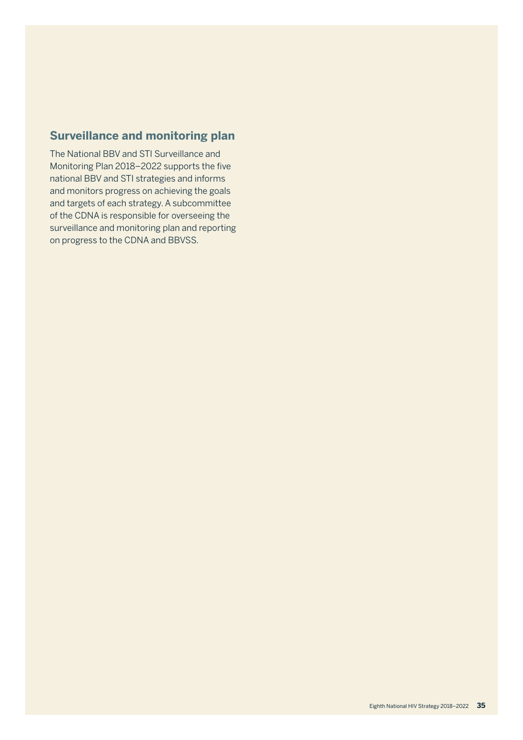## Surveillance and monitoring plan

The National BBV and STI Surveillance and Monitoring Plan 2018–2022 supports the five national BBV and STI strategies and informs and monitors progress on achieving the goals and targets of each strategy. A subcommittee of the CDNA is responsible for overseeing the surveillance and monitoring plan and reporting on progress to the CDNA and BBVSS.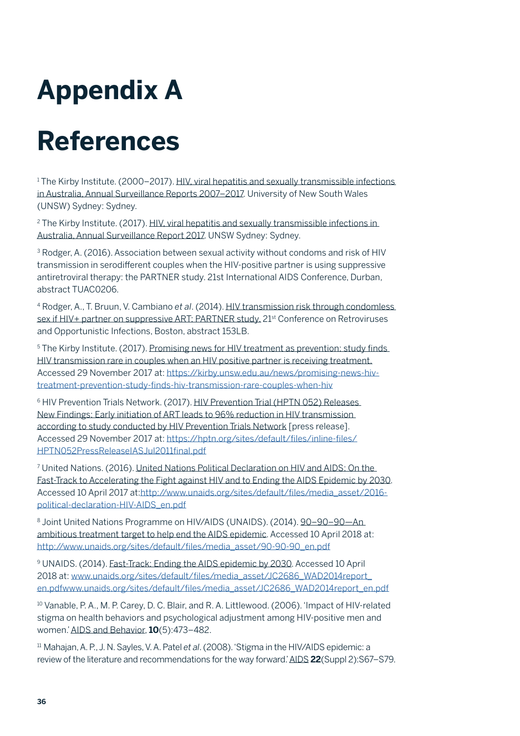# Appendix A

# References

[1] The Kirby Institute. (2000–2017). HIV, viral hepatitis and sexually transmissible infections in Australia, Annual Surveillance Reports 2007–2017. University of New South Wales (UNSW) Sydney: Sydney.

[2] The Kirby Institute. (2017). HIV, viral hepatitis and sexually transmissible infections in Australia, Annual Surveillance Report 2017. UNSW Sydney: Sydney.

[3] Rodger, A. (2016). Association between sexual activity without condoms and risk of HIV transmission in serodifferent couples when the HIV-positive partner is using suppressive antiretroviral therapy: the PARTNER study. 21st International AIDS Conference, Durban, abstract TUAC0206.

[4] Rodger, A., T. Bruun, V. Cambiano *et al*. (2014). HIV transmission risk through condomless sex if HIV+ partner on suppressive ART: PARTNER study. 21st Conference on Retroviruses and Opportunistic Infections, Boston, abstract 153LB.

[5] The Kirby Institute. (2017). Promising news for HIV treatment as prevention: study finds HIV transmission rare in couples when an HIV positive partner is receiving treatment. Accessed 29 November 2017 at: https://kirby.unsw.edu.au/news/promising-news-hiv-treatment-prevention-study-finds-hiv-transmission-rare-couples-when-hiv

[6] HIV Prevention Trials Network. (2017). HIV Prevention Trial (HPTN 052) Releases New Findings: Early initiation of ART leads to 96% reduction in HIV transmission according to study conducted by HIV Prevention Trials Network [press release]. Accessed 29 November 2017 at: https://hptn.org/sites/default/files/inline-files/HPTN052PressReleaseIASJul2011final.pdf

[7] United Nations. (2016). United Nations Political Declaration on HIV and AIDS: On the Fast-Track to Accelerating the Fight against HIV and to Ending the AIDS Epidemic by 2030. Accessed 10 April 2017 at:http://www.unaids.org/sites/default/files/media_asset/2016-political-declaration-HIV-AIDS_en.pdf

[8] Joint United Nations Programme on HIV/AIDS (UNAIDS). (2014). 90–90–90—An ambitious treatment target to help end the AIDS epidemic. Accessed 10 April 2018 at: http://www.unaids.org/sites/default/files/media_asset/90-90-90_en.pdf

[9] UNAIDS. (2014). Fast-Track: Ending the AIDS epidemic by 2030. Accessed 10 April 2018 at: www.unaids.org/sites/default/files/media_asset/JC2686_WAD2014report_en.pdfwww.unaids.org/sites/default/files/media_asset/JC2686_WAD2014report_en.pdf

[10] Vanable, P. A., M. P. Carey, D. C. Blair, and R. A. Littlewood. (2006). 'Impact of HIV-related stigma on health behaviors and psychological adjustment among HIV-positive men and women.' AIDS and Behavior, **10**(5):473–482.

[11] Mahajan, A. P., J. N. Sayles, V. A. Patel *et al*. (2008). 'Stigma in the HIV/AIDS epidemic: a review of the literature and recommendations for the way forward.' AIDS **22**(Suppl 2):S67–S79.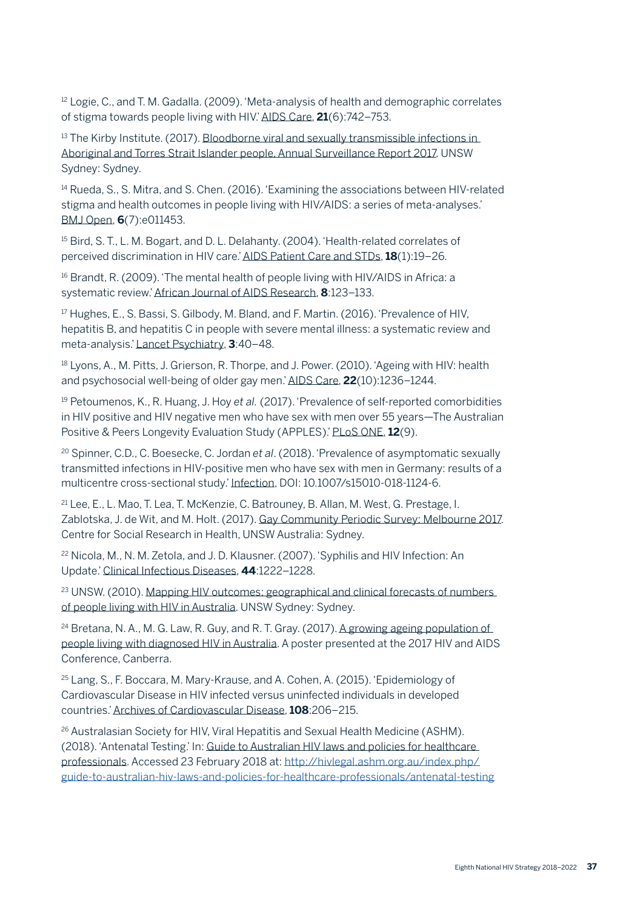[12] Logie, C., and T. M. Gadalla. (2009). 'Meta-analysis of health and demographic correlates of stigma towards people living with HIV.' AIDS Care, **21**(6):742–753.

[13] The Kirby Institute. (2017). Bloodborne viral and sexually transmissible infections in Aboriginal and Torres Strait Islander people, Annual Surveillance Report 2017. UNSW Sydney: Sydney.

[14] Rueda, S., S. Mitra, and S. Chen. (2016). 'Examining the associations between HIV-related stigma and health outcomes in people living with HIV/AIDS: a series of meta-analyses.' BMJ Open, **6**(7):e011453.

[15] Bird, S. T., L. M. Bogart, and D. L. Delahanty. (2004). 'Health-related correlates of perceived discrimination in HIV care.' AIDS Patient Care and STDs, **18**(1):19–26.

[16] Brandt, R. (2009). 'The mental health of people living with HIV/AIDS in Africa: a systematic review.' African Journal of AIDS Research, **8**:123–133.

[17] Hughes, E., S. Bassi, S. Gilbody, M. Bland, and F. Martin. (2016). 'Prevalence of HIV, hepatitis B, and hepatitis C in people with severe mental illness: a systematic review and meta-analysis.' Lancet Psychiatry, **3**:40–48.

[18] Lyons, A., M. Pitts, J. Grierson, R. Thorpe, and J. Power. (2010). 'Ageing with HIV: health and psychosocial well-being of older gay men.' AIDS Care, **22**(10):1236–1244.

[19] Petoumenos, K., R. Huang, J. Hoy *et al.* (2017). 'Prevalence of self-reported comorbidities in HIV positive and HIV negative men who have sex with men over 55 years—The Australian Positive & Peers Longevity Evaluation Study (APPLES).' PLoS ONE, **12**(9).

[20] Spinner, C.D., C. Boesecke, C. Jordan *et al*. (2018). 'Prevalence of asymptomatic sexually transmitted infections in HIV-positive men who have sex with men in Germany: results of a multicentre cross-sectional study.' Infection, DOI: 10.1007/s15010-018-1124-6.

[21] Lee, E., L. Mao, T. Lea, T. McKenzie, C. Batrouney, B. Allan, M. West, G. Prestage, I. Zablotska, J. de Wit, and M. Holt. (2017). Gay Community Periodic Survey: Melbourne 2017. Centre for Social Research in Health, UNSW Australia: Sydney.

[22] Nicola, M., N. M. Zetola, and J. D. Klausner. (2007). 'Syphilis and HIV Infection: An Update.' Clinical Infectious Diseases, **44**:1222–1228.

[23] UNSW. (2010). Mapping HIV outcomes: geographical and clinical forecasts of numbers of people living with HIV in Australia. UNSW Sydney: Sydney.

[24] Bretana, N. A., M. G. Law, R. Guy, and R. T. Gray. (2017). A growing ageing population of people living with diagnosed HIV in Australia. A poster presented at the 2017 HIV and AIDS Conference, Canberra.

[25] Lang, S., F. Boccara, M. Mary-Krause, and A. Cohen, A. (2015). 'Epidemiology of Cardiovascular Disease in HIV infected versus uninfected individuals in developed countries.' Archives of Cardiovascular Disease, **108**:206–215.

[26] Australasian Society for HIV, Viral Hepatitis and Sexual Health Medicine (ASHM). (2018). 'Antenatal Testing.' In: Guide to Australian HIV laws and policies for healthcare professionals. Accessed 23 February 2018 at: http://hivlegal.ashm.org.au/index.php/guide-to-australian-hiv-laws-and-policies-for-healthcare-professionals/antenatal-testing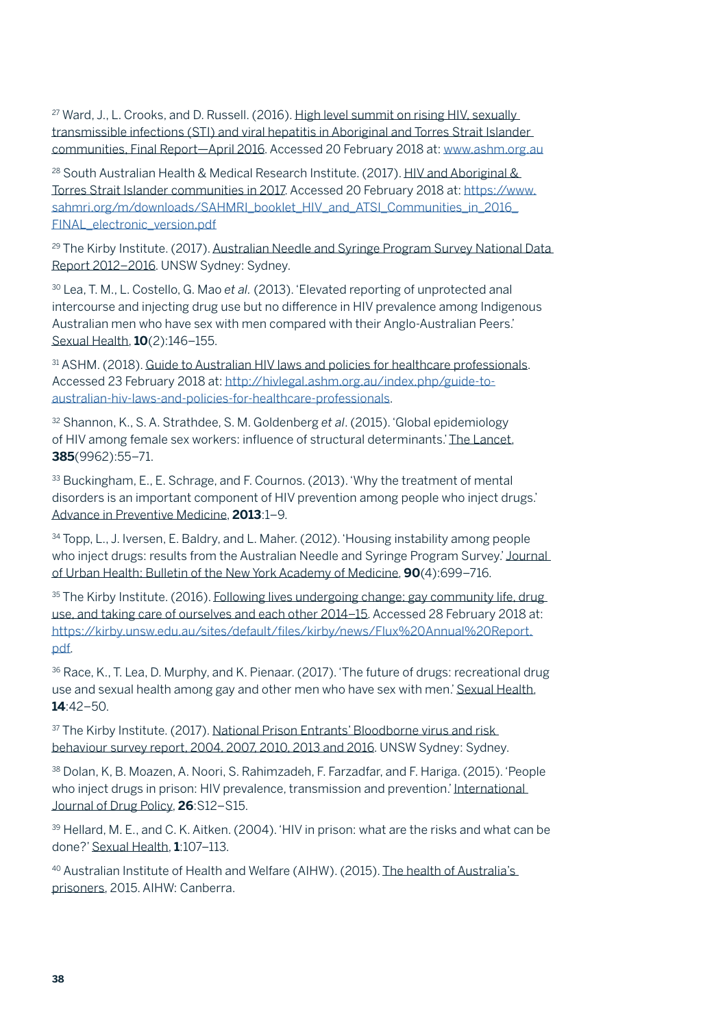[27] Ward, J., L. Crooks, and D. Russell. (2016). High level summit on rising HIV, sexually transmissible infections (STI) and viral hepatitis in Aboriginal and Torres Strait Islander communities, Final Report—April 2016. Accessed 20 February 2018 at: www.ashm.org.au

[28] South Australian Health & Medical Research Institute. (2017). HIV and Aboriginal & Torres Strait Islander communities in 2017. Accessed 20 February 2018 at: https://www.sahmri.org/m/downloads/SAHMRI_booklet_HIV_and_ATSI_Communities_in_2016_FINAL_electronic_version.pdf

[29] The Kirby Institute. (2017). Australian Needle and Syringe Program Survey National Data Report 2012–2016. UNSW Sydney: Sydney.

[30] Lea, T. M., L. Costello, G. Mao *et al.* (2013). 'Elevated reporting of unprotected anal intercourse and injecting drug use but no difference in HIV prevalence among Indigenous Australian men who have sex with men compared with their Anglo-Australian Peers.' Sexual Health, **10**(2):146–155.

[31] ASHM. (2018). Guide to Australian HIV laws and policies for healthcare professionals. Accessed 23 February 2018 at: http://hivlegal.ashm.org.au/index.php/guide-to-australian-hiv-laws-and-policies-for-healthcare-professionals.

[32] Shannon, K., S. A. Strathdee, S. M. Goldenberg *et al*. (2015). 'Global epidemiology of HIV among female sex workers: influence of structural determinants.' The Lancet, **385**(9962):55–71.

[33] Buckingham, E., E. Schrage, and F. Cournos. (2013). 'Why the treatment of mental disorders is an important component of HIV prevention among people who inject drugs.' Advance in Preventive Medicine, **2013**:1–9.

[34] Topp, L., J. Iversen, E. Baldry, and L. Maher. (2012). 'Housing instability among people who inject drugs: results from the Australian Needle and Syringe Program Survey.' Journal of Urban Health: Bulletin of the New York Academy of Medicine, **90**(4):699–716.

[35] The Kirby Institute. (2016). Following lives undergoing change: gay community life, drug use, and taking care of ourselves and each other 2014–15. Accessed 28 February 2018 at: https://kirby.unsw.edu.au/sites/default/files/kirby/news/Flux%20Annual%20Report.pdf.

[36] Race, K., T. Lea, D. Murphy, and K. Pienaar. (2017). 'The future of drugs: recreational drug use and sexual health among gay and other men who have sex with men.' Sexual Health, **14**:42–50.

[37] The Kirby Institute. (2017). National Prison Entrants' Bloodborne virus and risk behaviour survey report, 2004, 2007, 2010, 2013 and 2016. UNSW Sydney: Sydney.

[38] Dolan, K, B. Moazen, A. Noori, S. Rahimzadeh, F. Farzadfar, and F. Hariga. (2015). 'People who inject drugs in prison: HIV prevalence, transmission and prevention.' International Journal of Drug Policy, **26**:S12–S15.

[39] Hellard, M. E., and C. K. Aitken. (2004). 'HIV in prison: what are the risks and what can be done?' Sexual Health, **1**:107–113.

[40] Australian Institute of Health and Welfare (AIHW). (2015). The health of Australia's prisoners, 2015. AIHW: Canberra.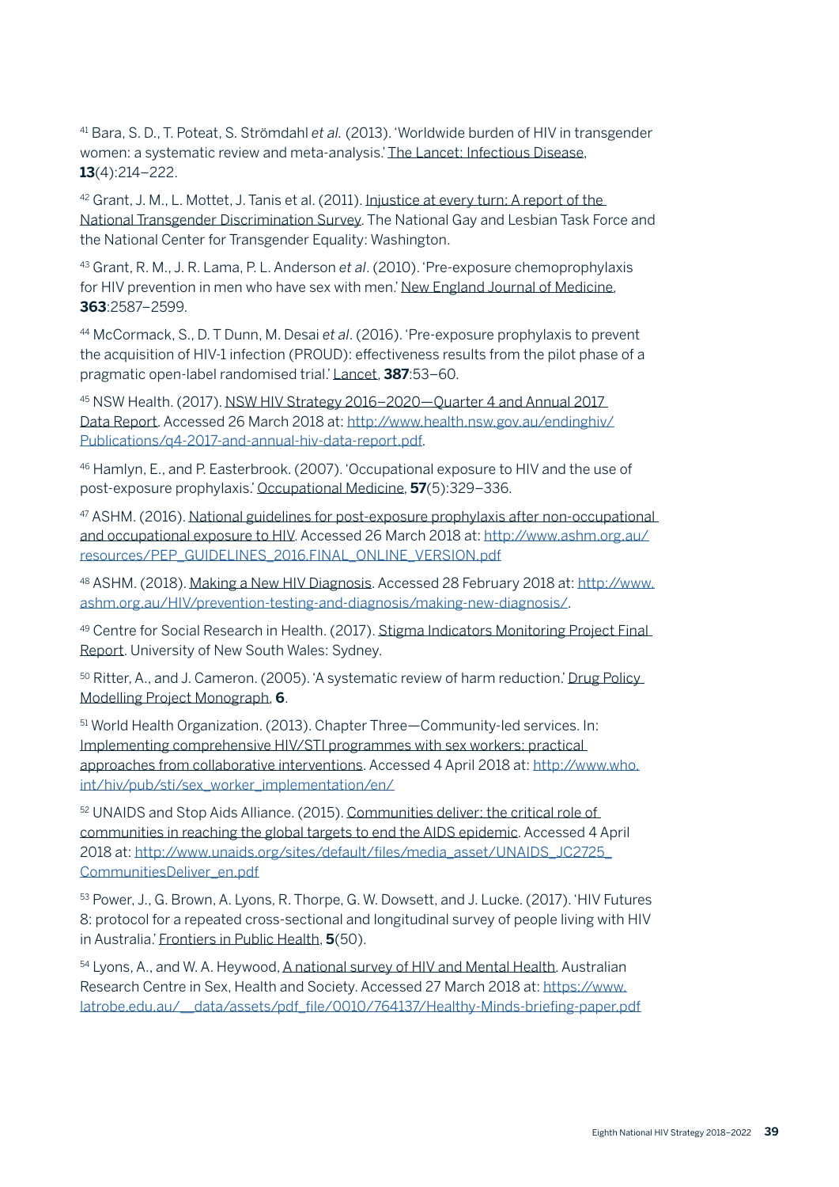[41] Bara, S. D., T. Poteat, S. Strömdahl *et al.* (2013). 'Worldwide burden of HIV in transgender women: a systematic review and meta-analysis.' The Lancet: Infectious Disease, **13**(4):214–222.

[42] Grant, J. M., L. Mottet, J. Tanis et al. (2011). Injustice at every turn: A report of the National Transgender Discrimination Survey. The National Gay and Lesbian Task Force and the National Center for Transgender Equality: Washington.

[43] Grant, R. M., J. R. Lama, P. L. Anderson *et al*. (2010). 'Pre-exposure chemoprophylaxis for HIV prevention in men who have sex with men.' New England Journal of Medicine, **363**:2587–2599.

[44] McCormack, S., D. T Dunn, M. Desai *et al*. (2016). 'Pre-exposure prophylaxis to prevent the acquisition of HIV-1 infection (PROUD): effectiveness results from the pilot phase of a pragmatic open-label randomised trial.' Lancet, **387**:53–60.

[45] NSW Health. (2017). NSW HIV Strategy 2016–2020—Quarter 4 and Annual 2017 Data Report. Accessed 26 March 2018 at: http://www.health.nsw.gov.au/endinghiv/Publications/q4-2017-and-annual-hiv-data-report.pdf.

[46] Hamlyn, E., and P. Easterbrook. (2007). 'Occupational exposure to HIV and the use of post-exposure prophylaxis.' Occupational Medicine, **57**(5):329–336.

[47] ASHM. (2016). National guidelines for post-exposure prophylaxis after non-occupational and occupational exposure to HIV. Accessed 26 March 2018 at: http://www.ashm.org.au/resources/PEP_GUIDELINES_2016.FINAL_ONLINE_VERSION.pdf

[48] ASHM. (2018). Making a New HIV Diagnosis. Accessed 28 February 2018 at: http://www.ashm.org.au/HIV/prevention-testing-and-diagnosis/making-new-diagnosis/.

[49] Centre for Social Research in Health. (2017). Stigma Indicators Monitoring Project Final Report. University of New South Wales: Sydney.

[50] Ritter, A., and J. Cameron. (2005). 'A systematic review of harm reduction.' Drug Policy Modelling Project Monograph, **6**.

[51] World Health Organization. (2013). Chapter Three—Community-led services. In: Implementing comprehensive HIV/STI programmes with sex workers: practical approaches from collaborative interventions. Accessed 4 April 2018 at: http://www.who.int/hiv/pub/sti/sex_worker_implementation/en/

[52] UNAIDS and Stop Aids Alliance. (2015). Communities deliver: the critical role of communities in reaching the global targets to end the AIDS epidemic. Accessed 4 April 2018 at: http://www.unaids.org/sites/default/files/media_asset/UNAIDS_JC2725_CommunitiesDeliver_en.pdf

[53] Power, J., G. Brown, A. Lyons, R. Thorpe, G. W. Dowsett, and J. Lucke. (2017). 'HIV Futures 8: protocol for a repeated cross-sectional and longitudinal survey of people living with HIV in Australia.' Frontiers in Public Health, **5**(50).

[54] Lyons, A., and W. A. Heywood, A national survey of HIV and Mental Health. Australian Research Centre in Sex, Health and Society. Accessed 27 March 2018 at: https://www.latrobe.edu.au/__data/assets/pdf_file/0010/764137/Healthy-Minds-briefing-paper.pdf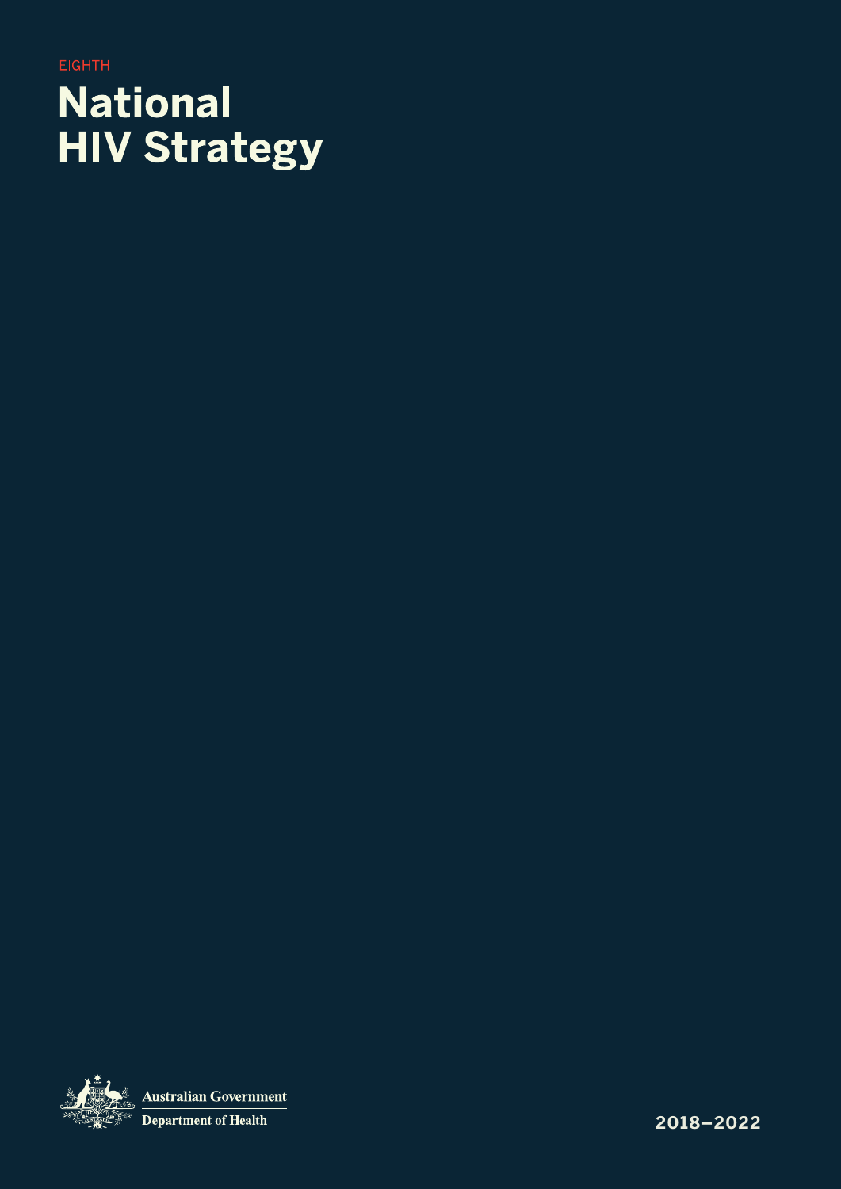EIGHTH

# National HIV Strategy

Australian Government

Department of Health

2018–2022